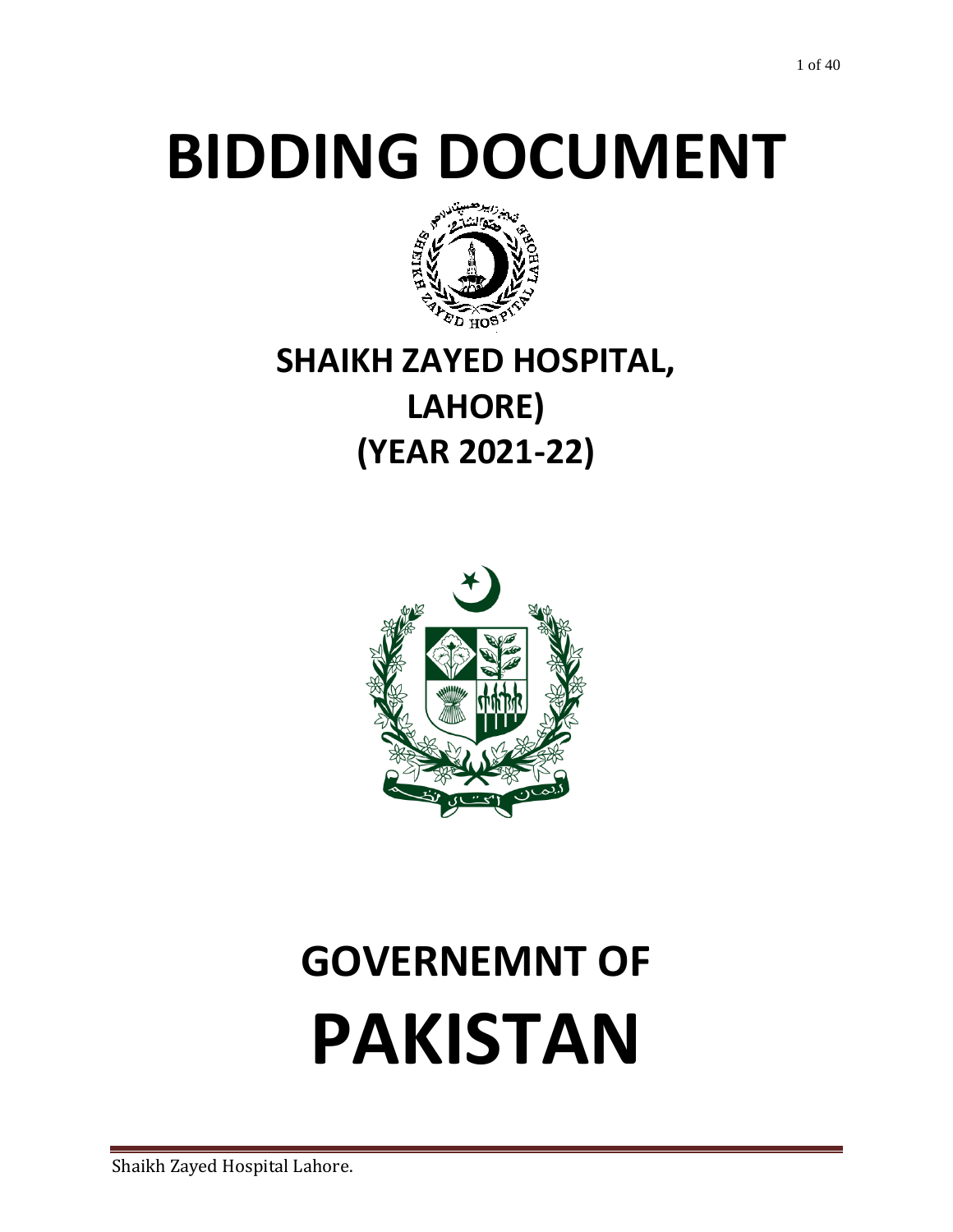# BIDDING DOCUMENT

## SHAIKH ZAYED HOSPITAL, LAHORE)

## (YEAR 2021-22)

# GOVERNEMNT OF PAKISTAN

Shaikh Zayed Hospital Lahore.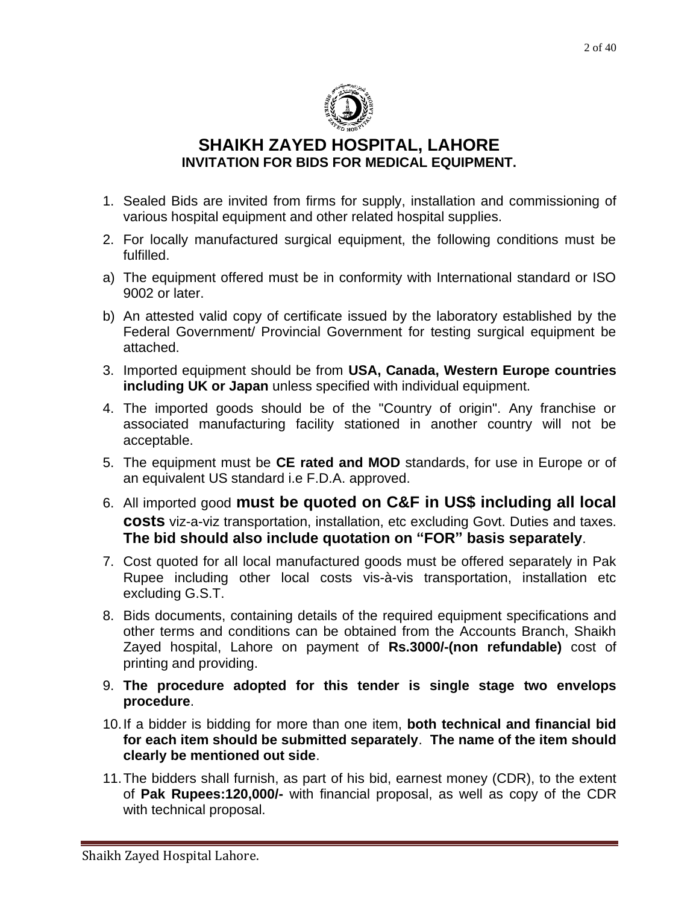# SHAIKH ZAYED HOSPITAL, LAHORE

## INVITATION FOR BIDS FOR MEDICAL EQUIPMENT.

1. Sealed Bids are invited from firms for supply, installation and commissioning of various hospital equipment and other related hospital supplies.
2. For locally manufactured surgical equipment, the following conditions must be fulfilled.

a) The equipment offered must be in conformity with International standard or ISO 9002 or later.

b) An attested valid copy of certificate issued by the laboratory established by the Federal Government/ Provincial Government for testing surgical equipment be attached.

3. Imported equipment should be from **USA, Canada, Western Europe countries including UK or Japan** unless specified with individual equipment.
4. The imported goods should be of the "Country of origin". Any franchise or associated manufacturing facility stationed in another country will not be acceptable.
5. The equipment must be **CE rated and MOD** standards, for use in Europe or of an equivalent US standard i.e F.D.A. approved.
6. All imported good **must be quoted on C&F in US$ including all local costs** viz-a-viz transportation, installation, etc excluding Govt. Duties and taxes. **The bid should also include quotation on "FOR" basis separately**.
7. Cost quoted for all local manufactured goods must be offered separately in Pak Rupee including other local costs vis-à-vis transportation, installation etc excluding G.S.T.
8. Bids documents, containing details of the required equipment specifications and other terms and conditions can be obtained from the Accounts Branch, Shaikh Zayed hospital, Lahore on payment of **Rs.3000/-(non refundable)** cost of printing and providing.
9. **The procedure adopted for this tender is single stage two envelops procedure**.
10. If a bidder is bidding for more than one item, **both technical and financial bid for each item should be submitted separately**. **The name of the item should clearly be mentioned out side**.
11. The bidders shall furnish, as part of his bid, earnest money (CDR), to the extent of **Pak Rupees:120,000/-** with financial proposal, as well as copy of the CDR with technical proposal.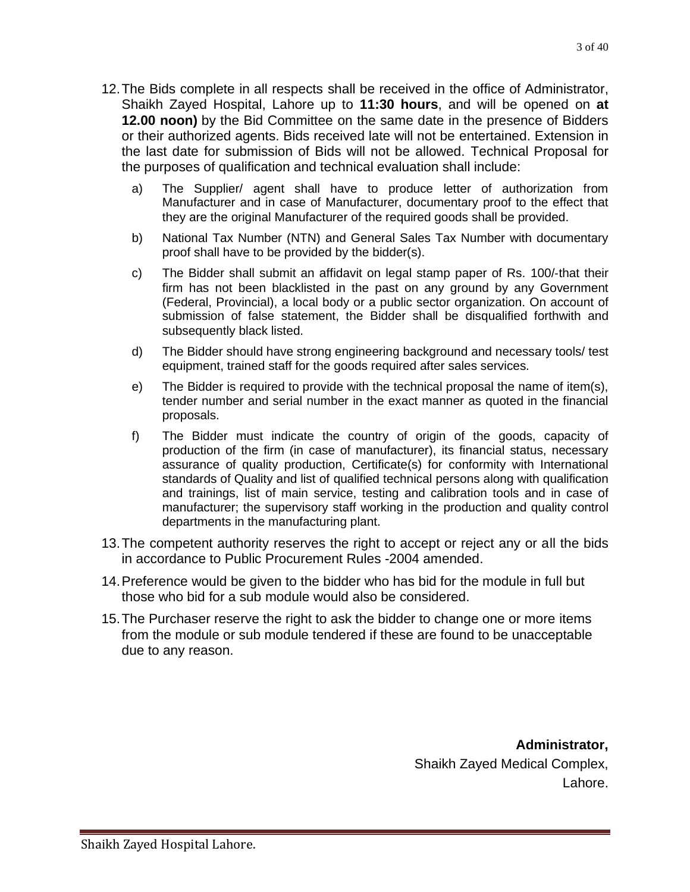12. The Bids complete in all respects shall be received in the office of Administrator, Shaikh Zayed Hospital, Lahore up to **11:30 hours**, and will be opened on **at 12.00 noon)** by the Bid Committee on the same date in the presence of Bidders or their authorized agents. Bids received late will not be entertained. Extension in the last date for submission of Bids will not be allowed. Technical Proposal for the purposes of qualification and technical evaluation shall include:

    a) The Supplier/ agent shall have to produce letter of authorization from Manufacturer and in case of Manufacturer, documentary proof to the effect that they are the original Manufacturer of the required goods shall be provided.

    b) National Tax Number (NTN) and General Sales Tax Number with documentary proof shall have to be provided by the bidder(s).

    c) The Bidder shall submit an affidavit on legal stamp paper of Rs. 100/-that their firm has not been blacklisted in the past on any ground by any Government (Federal, Provincial), a local body or a public sector organization. On account of submission of false statement, the Bidder shall be disqualified forthwith and subsequently black listed.

    d) The Bidder should have strong engineering background and necessary tools/ test equipment, trained staff for the goods required after sales services.

    e) The Bidder is required to provide with the technical proposal the name of item(s), tender number and serial number in the exact manner as quoted in the financial proposals.

    f) The Bidder must indicate the country of origin of the goods, capacity of production of the firm (in case of manufacturer), its financial status, necessary assurance of quality production, Certificate(s) for conformity with International standards of Quality and list of qualified technical persons along with qualification and trainings, list of main service, testing and calibration tools and in case of manufacturer; the supervisory staff working in the production and quality control departments in the manufacturing plant.

13. The competent authority reserves the right to accept or reject any or all the bids in accordance to Public Procurement Rules -2004 amended.

14. Preference would be given to the bidder who has bid for the module in full but those who bid for a sub module would also be considered.

15. The Purchaser reserve the right to ask the bidder to change one or more items from the module or sub module tendered if these are found to be unacceptable due to any reason.

**Administrator,**
Shaikh Zayed Medical Complex,
Lahore.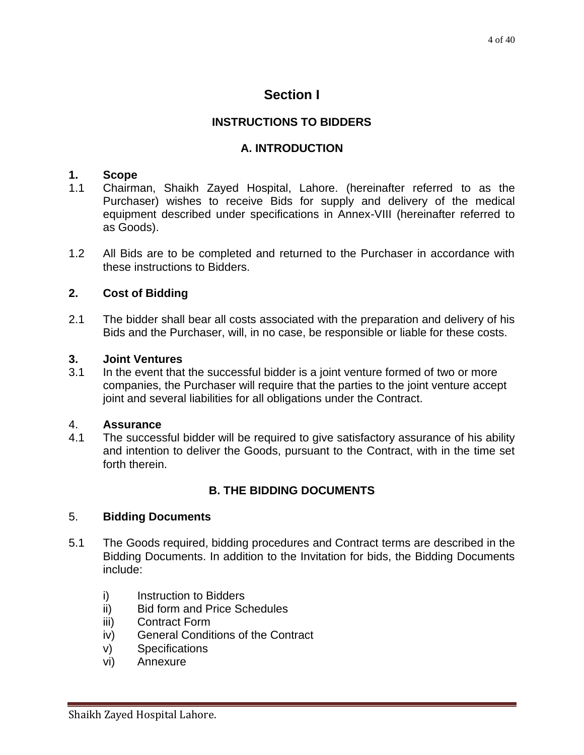# Section I

## INSTRUCTIONS TO BIDDERS

### A. INTRODUCTION

**1. Scope**

1.1 Chairman, Shaikh Zayed Hospital, Lahore. (hereinafter referred to as the Purchaser) wishes to receive Bids for supply and delivery of the medical equipment described under specifications in Annex-VIII (hereinafter referred to as Goods).

1.2 All Bids are to be completed and returned to the Purchaser in accordance with these instructions to Bidders.

**2. Cost of Bidding**

2.1 The bidder shall bear all costs associated with the preparation and delivery of his Bids and the Purchaser, will, in no case, be responsible or liable for these costs.

**3. Joint Ventures**

3.1 In the event that the successful bidder is a joint venture formed of two or more companies, the Purchaser will require that the parties to the joint venture accept joint and several liabilities for all obligations under the Contract.

4. **Assurance**

4.1 The successful bidder will be required to give satisfactory assurance of his ability and intention to deliver the Goods, pursuant to the Contract, with in the time set forth therein.

### B. THE BIDDING DOCUMENTS

5. **Bidding Documents**

5.1 The Goods required, bidding procedures and Contract terms are described in the Bidding Documents. In addition to the Invitation for bids, the Bidding Documents include:

- i) Instruction to Bidders
- ii) Bid form and Price Schedules
- iii) Contract Form
- iv) General Conditions of the Contract
- v) Specifications
- vi) Annexure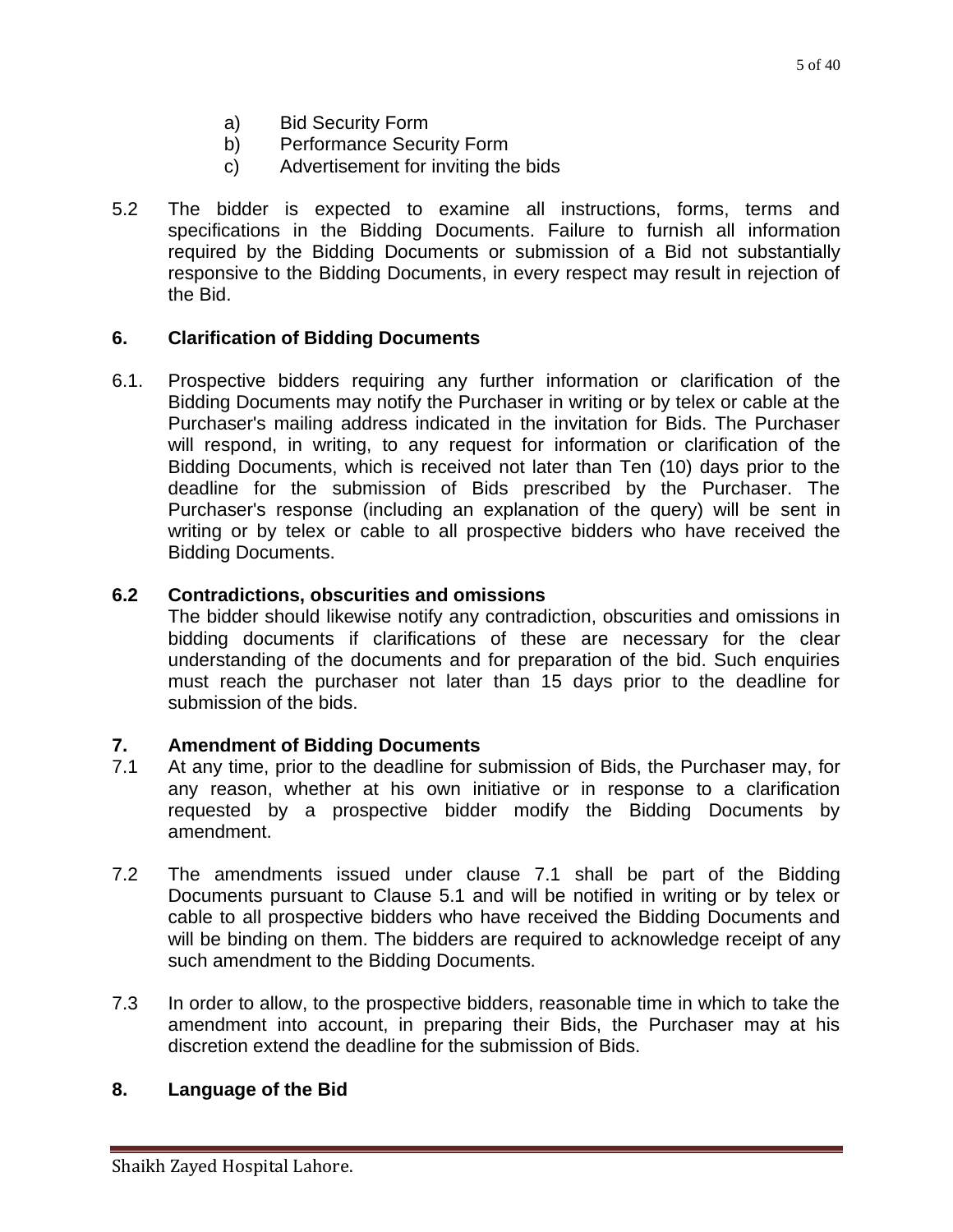a) Bid Security Form
b) Performance Security Form
c) Advertisement for inviting the bids

5.2 The bidder is expected to examine all instructions, forms, terms and specifications in the Bidding Documents. Failure to furnish all information required by the Bidding Documents or submission of a Bid not substantially responsive to the Bidding Documents, in every respect may result in rejection of the Bid.

## 6. Clarification of Bidding Documents

6.1. Prospective bidders requiring any further information or clarification of the Bidding Documents may notify the Purchaser in writing or by telex or cable at the Purchaser's mailing address indicated in the invitation for Bids. The Purchaser will respond, in writing, to any request for information or clarification of the Bidding Documents, which is received not later than Ten (10) days prior to the deadline for the submission of Bids prescribed by the Purchaser. The Purchaser's response (including an explanation of the query) will be sent in writing or by telex or cable to all prospective bidders who have received the Bidding Documents.

### 6.2 Contradictions, obscurities and omissions

The bidder should likewise notify any contradiction, obscurities and omissions in bidding documents if clarifications of these are necessary for the clear understanding of the documents and for preparation of the bid. Such enquiries must reach the purchaser not later than 15 days prior to the deadline for submission of the bids.

## 7. Amendment of Bidding Documents

7.1 At any time, prior to the deadline for submission of Bids, the Purchaser may, for any reason, whether at his own initiative or in response to a clarification requested by a prospective bidder modify the Bidding Documents by amendment.

7.2 The amendments issued under clause 7.1 shall be part of the Bidding Documents pursuant to Clause 5.1 and will be notified in writing or by telex or cable to all prospective bidders who have received the Bidding Documents and will be binding on them. The bidders are required to acknowledge receipt of any such amendment to the Bidding Documents.

7.3 In order to allow, to the prospective bidders, reasonable time in which to take the amendment into account, in preparing their Bids, the Purchaser may at his discretion extend the deadline for the submission of Bids.

## 8. Language of the Bid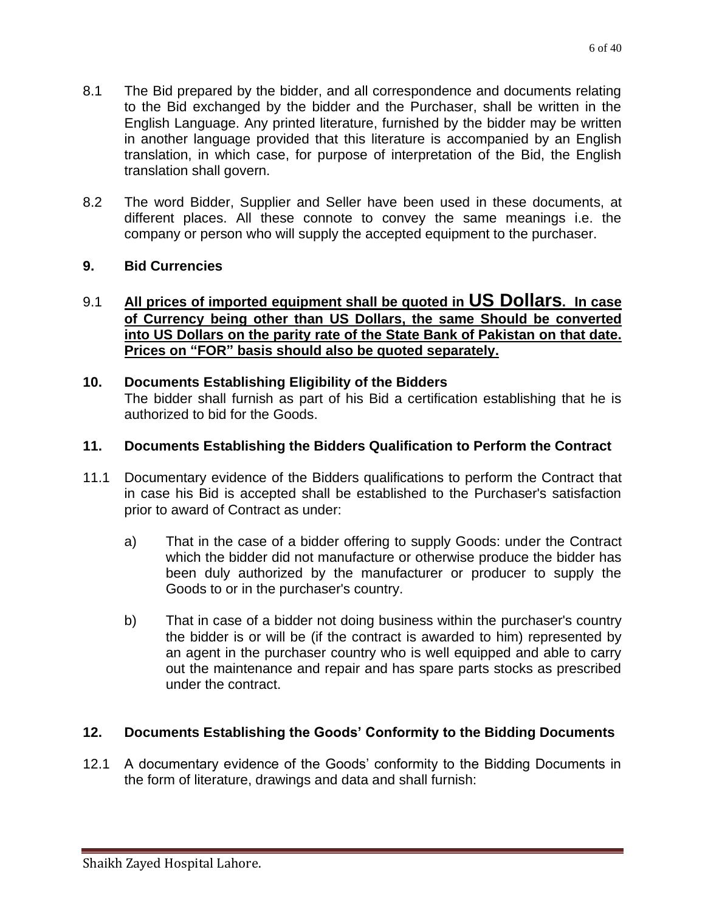8.1 The Bid prepared by the bidder, and all correspondence and documents relating to the Bid exchanged by the bidder and the Purchaser, shall be written in the English Language. Any printed literature, furnished by the bidder may be written in another language provided that this literature is accompanied by an English translation, in which case, for purpose of interpretation of the Bid, the English translation shall govern.

8.2 The word Bidder, Supplier and Seller have been used in these documents, at different places. All these connote to convey the same meanings i.e. the company or person who will supply the accepted equipment to the purchaser.

## 9. Bid Currencies

9.1 **All prices of imported equipment shall be quoted in US Dollars. In case of Currency being other than US Dollars, the same Should be converted into US Dollars on the parity rate of the State Bank of Pakistan on that date. Prices on "FOR" basis should also be quoted separately.**

## 10. Documents Establishing Eligibility of the Bidders

The bidder shall furnish as part of his Bid a certification establishing that he is authorized to bid for the Goods.

## 11. Documents Establishing the Bidders Qualification to Perform the Contract

11.1 Documentary evidence of the Bidders qualifications to perform the Contract that in case his Bid is accepted shall be established to the Purchaser's satisfaction prior to award of Contract as under:

a) That in the case of a bidder offering to supply Goods: under the Contract which the bidder did not manufacture or otherwise produce the bidder has been duly authorized by the manufacturer or producer to supply the Goods to or in the purchaser's country.

b) That in case of a bidder not doing business within the purchaser's country the bidder is or will be (if the contract is awarded to him) represented by an agent in the purchaser country who is well equipped and able to carry out the maintenance and repair and has spare parts stocks as prescribed under the contract.

## 12. Documents Establishing the Goods' Conformity to the Bidding Documents

12.1 A documentary evidence of the Goods' conformity to the Bidding Documents in the form of literature, drawings and data and shall furnish: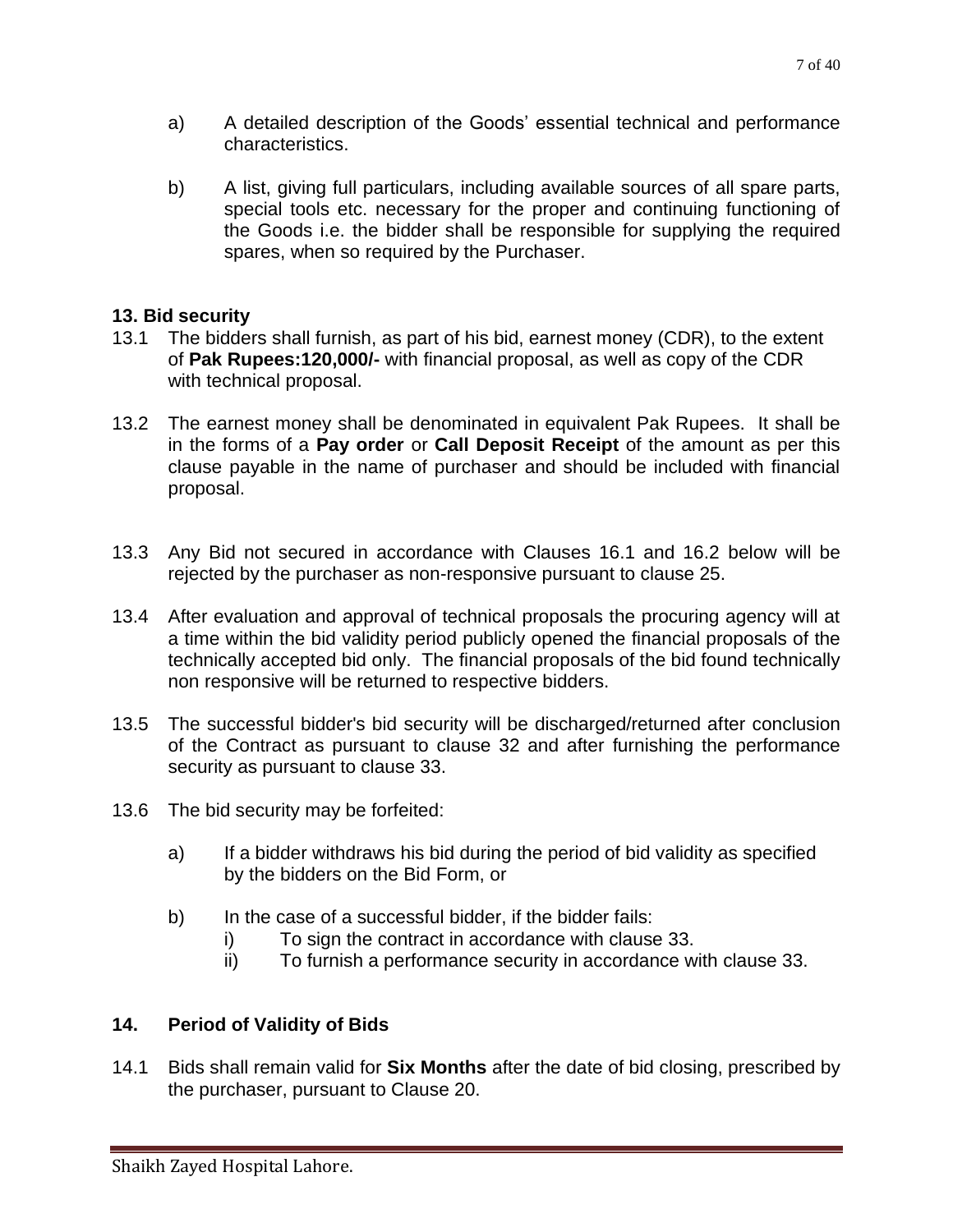a) A detailed description of the Goods' essential technical and performance characteristics.

b) A list, giving full particulars, including available sources of all spare parts, special tools etc. necessary for the proper and continuing functioning of the Goods i.e. the bidder shall be responsible for supplying the required spares, when so required by the Purchaser.

**13. Bid security**

13.1 The bidders shall furnish, as part of his bid, earnest money (CDR), to the extent of **Pak Rupees:120,000/-** with financial proposal, as well as copy of the CDR with technical proposal.

13.2 The earnest money shall be denominated in equivalent Pak Rupees. It shall be in the forms of a **Pay order** or **Call Deposit Receipt** of the amount as per this clause payable in the name of purchaser and should be included with financial proposal.

13.3 Any Bid not secured in accordance with Clauses 16.1 and 16.2 below will be rejected by the purchaser as non-responsive pursuant to clause 25.

13.4 After evaluation and approval of technical proposals the procuring agency will at a time within the bid validity period publicly opened the financial proposals of the technically accepted bid only. The financial proposals of the bid found technically non responsive will be returned to respective bidders.

13.5 The successful bidder's bid security will be discharged/returned after conclusion of the Contract as pursuant to clause 32 and after furnishing the performance security as pursuant to clause 33.

13.6 The bid security may be forfeited:

a) If a bidder withdraws his bid during the period of bid validity as specified by the bidders on the Bid Form, or

b) In the case of a successful bidder, if the bidder fails:
   i) To sign the contract in accordance with clause 33.
   ii) To furnish a performance security in accordance with clause 33.

**14. Period of Validity of Bids**

14.1 Bids shall remain valid for **Six Months** after the date of bid closing, prescribed by the purchaser, pursuant to Clause 20.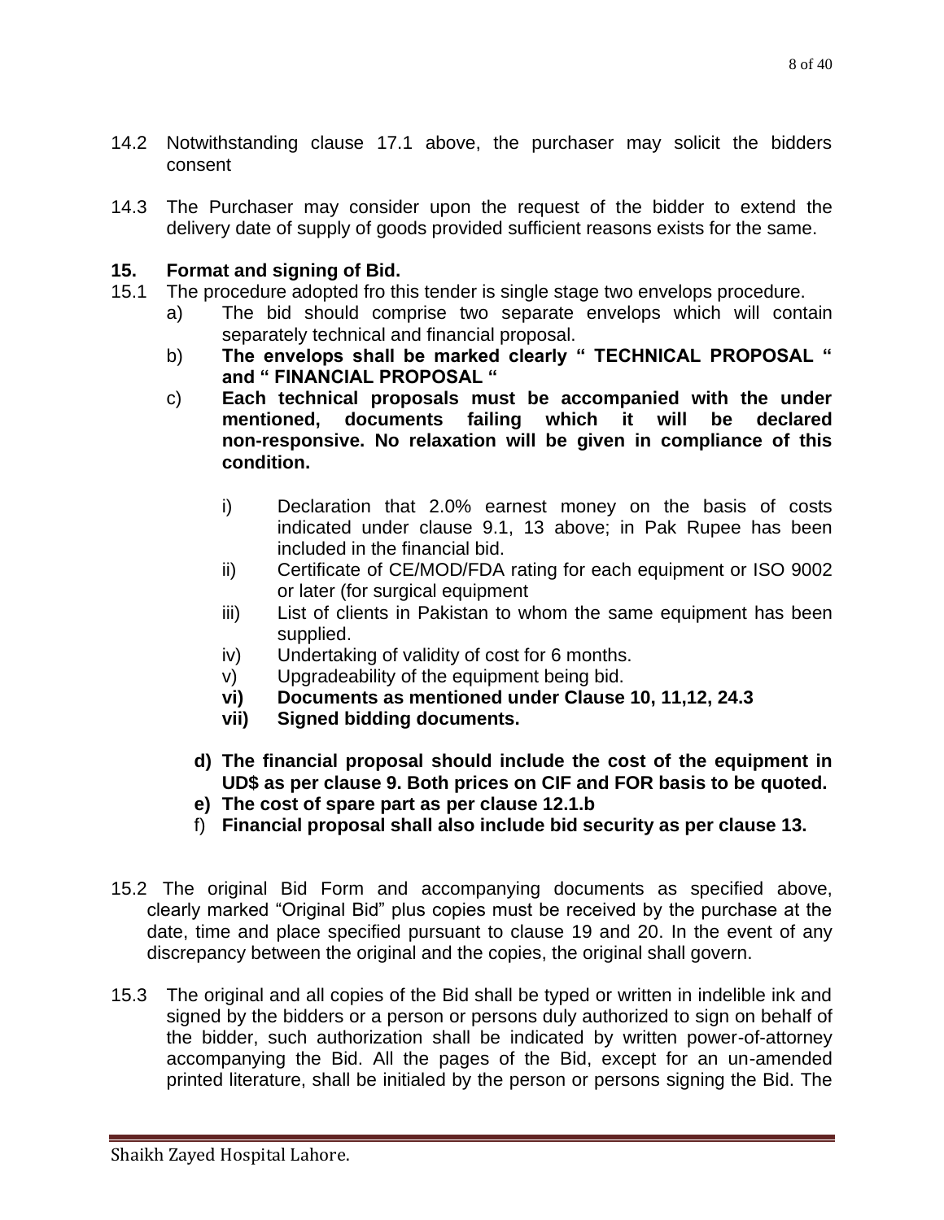14.2 Notwithstanding clause 17.1 above, the purchaser may solicit the bidders consent

14.3 The Purchaser may consider upon the request of the bidder to extend the delivery date of supply of goods provided sufficient reasons exists for the same.

**15. Format and signing of Bid.**

15.1 The procedure adopted fro this tender is single stage two envelops procedure.

a) The bid should comprise two separate envelops which will contain separately technical and financial proposal.

b) **The envelops shall be marked clearly " TECHNICAL PROPOSAL " and " FINANCIAL PROPOSAL "**

c) **Each technical proposals must be accompanied with the under mentioned, documents failing which it will be declared non-responsive. No relaxation will be given in compliance of this condition.**

i) Declaration that 2.0% earnest money on the basis of costs indicated under clause 9.1, 13 above; in Pak Rupee has been included in the financial bid.

ii) Certificate of CE/MOD/FDA rating for each equipment or ISO 9002 or later (for surgical equipment

iii) List of clients in Pakistan to whom the same equipment has been supplied.

iv) Undertaking of validity of cost for 6 months.

v) Upgradeability of the equipment being bid.

**vi) Documents as mentioned under Clause 10, 11,12, 24.3**

**vii) Signed bidding documents.**

**d) The financial proposal should include the cost of the equipment in UD$ as per clause 9. Both prices on CIF and FOR basis to be quoted.**

**e) The cost of spare part as per clause 12.1.b**

f) **Financial proposal shall also include bid security as per clause 13.**

15.2 The original Bid Form and accompanying documents as specified above, clearly marked "Original Bid" plus copies must be received by the purchase at the date, time and place specified pursuant to clause 19 and 20. In the event of any discrepancy between the original and the copies, the original shall govern.

15.3 The original and all copies of the Bid shall be typed or written in indelible ink and signed by the bidders or a person or persons duly authorized to sign on behalf of the bidder, such authorization shall be indicated by written power-of-attorney accompanying the Bid. All the pages of the Bid, except for an un-amended printed literature, shall be initialed by the person or persons signing the Bid. The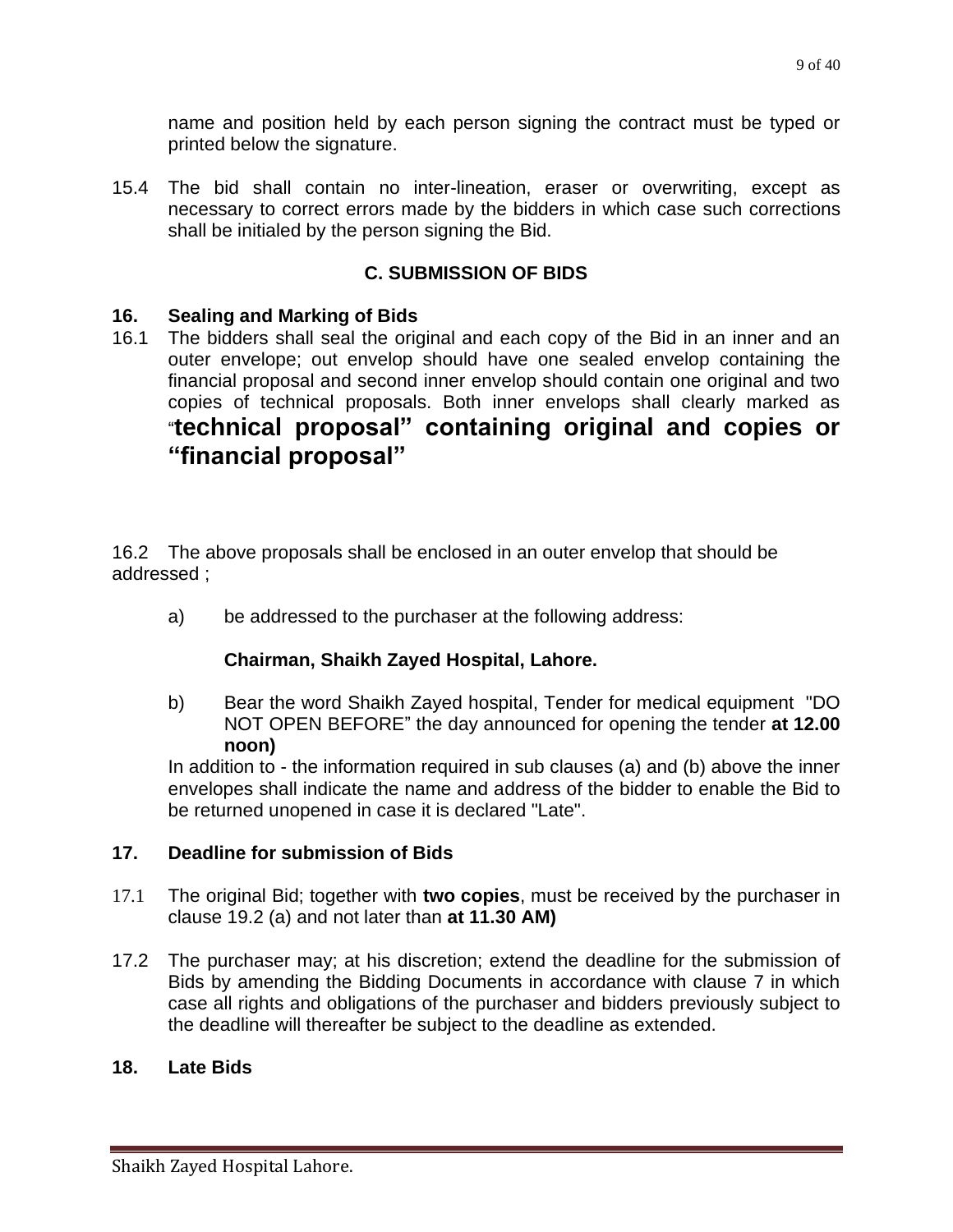name and position held by each person signing the contract must be typed or printed below the signature.

15.4 The bid shall contain no inter-lineation, eraser or overwriting, except as necessary to correct errors made by the bidders in which case such corrections shall be initialed by the person signing the Bid.

## C. SUBMISSION OF BIDS

### 16. Sealing and Marking of Bids

16.1 The bidders shall seal the original and each copy of the Bid in an inner and an outer envelope; out envelop should have one sealed envelop containing the financial proposal and second inner envelop should contain one original and two copies of technical proposals. Both inner envelops shall clearly marked as "**technical proposal" containing original and copies or "financial proposal"**

16.2 The above proposals shall be enclosed in an outer envelop that should be addressed ;

a) be addressed to the purchaser at the following address:

**Chairman, Shaikh Zayed Hospital, Lahore.**

b) Bear the word Shaikh Zayed hospital, Tender for medical equipment "DO NOT OPEN BEFORE" the day announced for opening the tender **at 12.00 noon)**

In addition to - the information required in sub clauses (a) and (b) above the inner envelopes shall indicate the name and address of the bidder to enable the Bid to be returned unopened in case it is declared "Late".

### 17. Deadline for submission of Bids

17.1 The original Bid; together with **two copies**, must be received by the purchaser in clause 19.2 (a) and not later than **at 11.30 AM)**

17.2 The purchaser may; at his discretion; extend the deadline for the submission of Bids by amending the Bidding Documents in accordance with clause 7 in which case all rights and obligations of the purchaser and bidders previously subject to the deadline will thereafter be subject to the deadline as extended.

### 18. Late Bids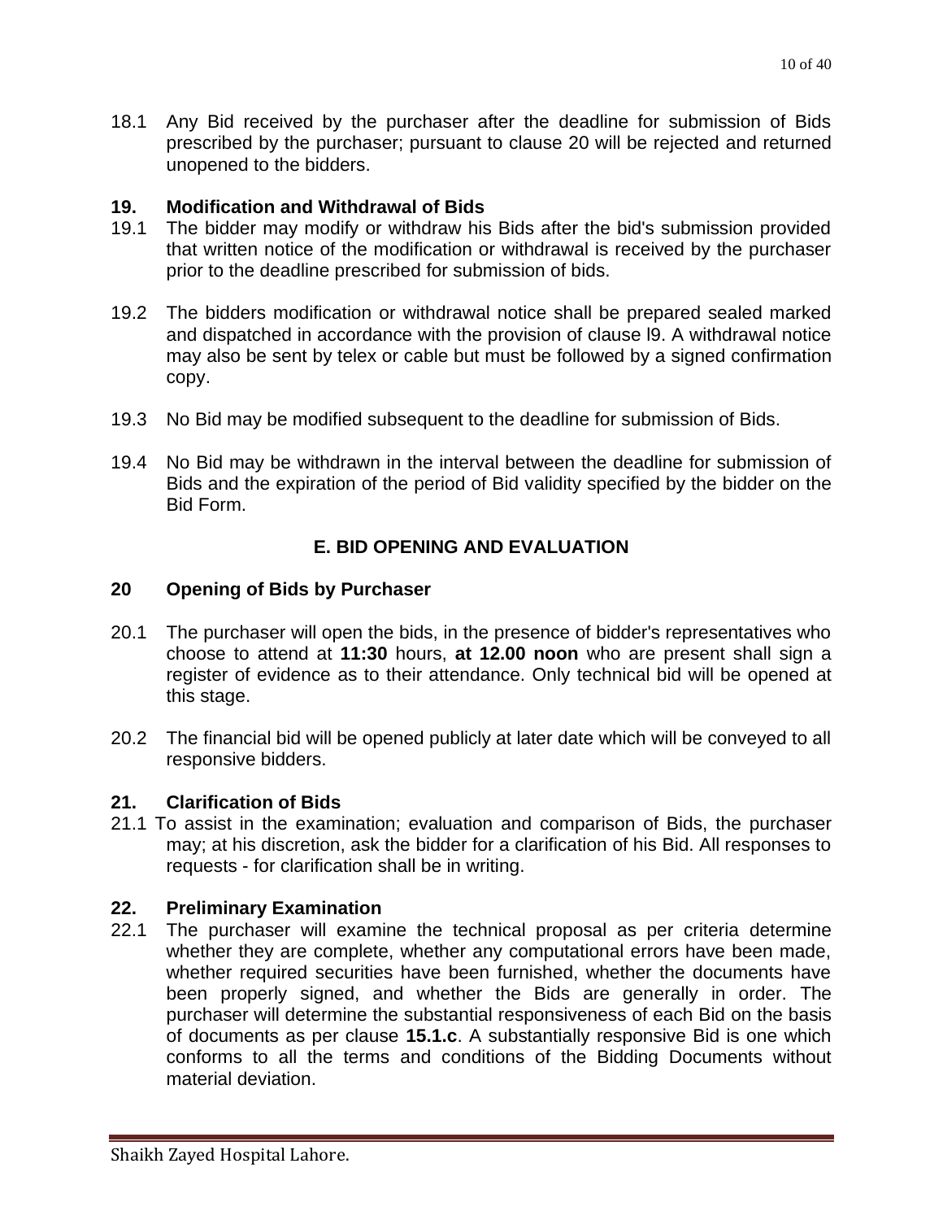18.1 Any Bid received by the purchaser after the deadline for submission of Bids prescribed by the purchaser; pursuant to clause 20 will be rejected and returned unopened to the bidders.

**19. Modification and Withdrawal of Bids**

19.1 The bidder may modify or withdraw his Bids after the bid's submission provided that written notice of the modification or withdrawal is received by the purchaser prior to the deadline prescribed for submission of bids.

19.2 The bidders modification or withdrawal notice shall be prepared sealed marked and dispatched in accordance with the provision of clause l9. A withdrawal notice may also be sent by telex or cable but must be followed by a signed confirmation copy.

19.3 No Bid may be modified subsequent to the deadline for submission of Bids.

19.4 No Bid may be withdrawn in the interval between the deadline for submission of Bids and the expiration of the period of Bid validity specified by the bidder on the Bid Form.

## E. BID OPENING AND EVALUATION

**20 Opening of Bids by Purchaser**

20.1 The purchaser will open the bids, in the presence of bidder's representatives who choose to attend at **11:30** hours, **at 12.00 noon** who are present shall sign a register of evidence as to their attendance. Only technical bid will be opened at this stage.

20.2 The financial bid will be opened publicly at later date which will be conveyed to all responsive bidders.

**21. Clarification of Bids**

21.1 To assist in the examination; evaluation and comparison of Bids, the purchaser may; at his discretion, ask the bidder for a clarification of his Bid. All responses to requests - for clarification shall be in writing.

**22. Preliminary Examination**

22.1 The purchaser will examine the technical proposal as per criteria determine whether they are complete, whether any computational errors have been made, whether required securities have been furnished, whether the documents have been properly signed, and whether the Bids are generally in order. The purchaser will determine the substantial responsiveness of each Bid on the basis of documents as per clause **15.1.c**. A substantially responsive Bid is one which conforms to all the terms and conditions of the Bidding Documents without material deviation.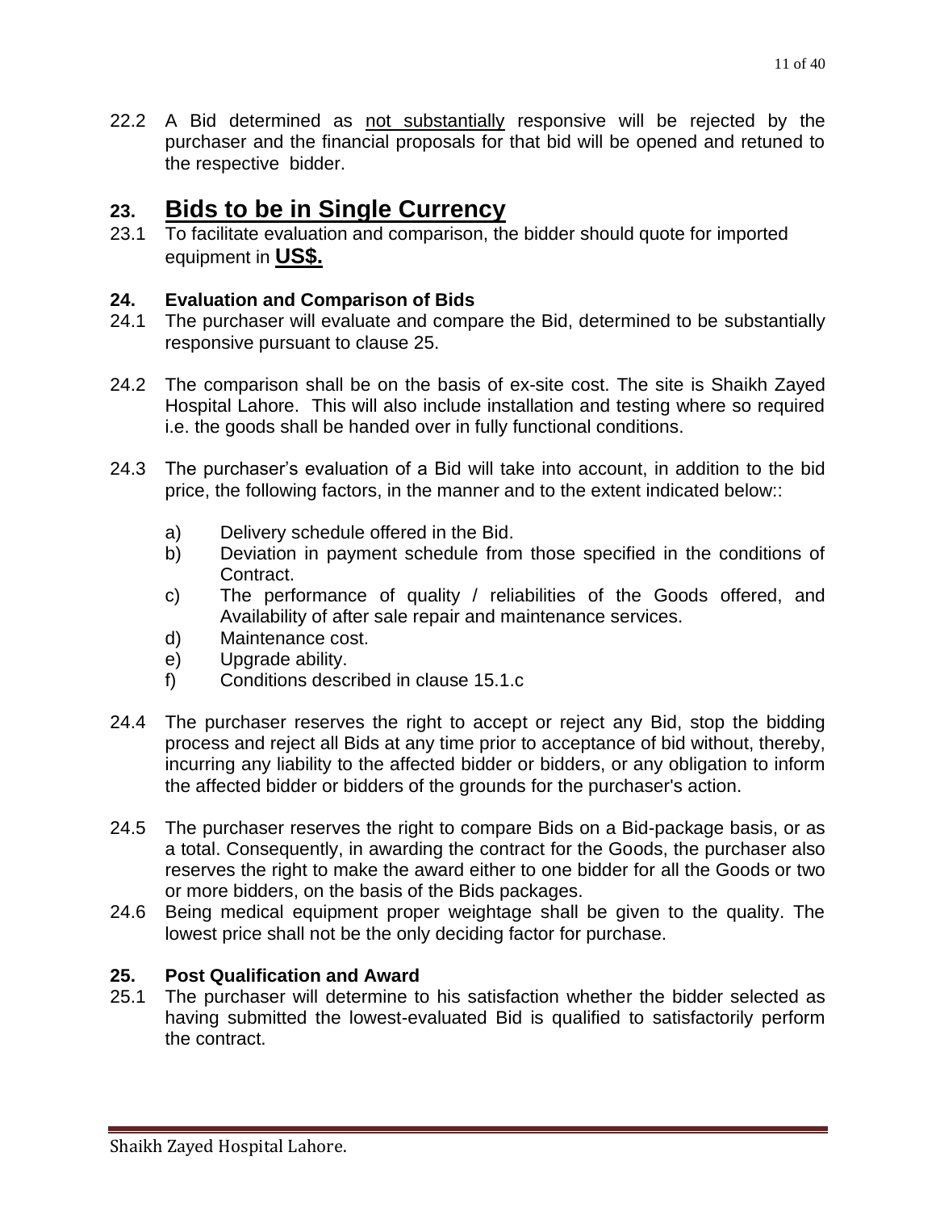22.2 A Bid determined as <u>not substantially</u> responsive will be rejected by the purchaser and the financial proposals for that bid will be opened and retuned to the respective bidder.

## 23. Bids to be in Single Currency

23.1 To facilitate evaluation and comparison, the bidder should quote for imported equipment in **US$.**

### 24. Evaluation and Comparison of Bids

24.1 The purchaser will evaluate and compare the Bid, determined to be substantially responsive pursuant to clause 25.

24.2 The comparison shall be on the basis of ex-site cost. The site is Shaikh Zayed Hospital Lahore. This will also include installation and testing where so required i.e. the goods shall be handed over in fully functional conditions.

24.3 The purchaser's evaluation of a Bid will take into account, in addition to the bid price, the following factors, in the manner and to the extent indicated below::

a) Delivery schedule offered in the Bid.
b) Deviation in payment schedule from those specified in the conditions of Contract.
c) The performance of quality / reliabilities of the Goods offered, and Availability of after sale repair and maintenance services.
d) Maintenance cost.
e) Upgrade ability.
f) Conditions described in clause 15.1.c

24.4 The purchaser reserves the right to accept or reject any Bid, stop the bidding process and reject all Bids at any time prior to acceptance of bid without, thereby, incurring any liability to the affected bidder or bidders, or any obligation to inform the affected bidder or bidders of the grounds for the purchaser's action.

24.5 The purchaser reserves the right to compare Bids on a Bid-package basis, or as a total. Consequently, in awarding the contract for the Goods, the purchaser also reserves the right to make the award either to one bidder for all the Goods or two or more bidders, on the basis of the Bids packages.

24.6 Being medical equipment proper weightage shall be given to the quality. The lowest price shall not be the only deciding factor for purchase.

### 25. Post Qualification and Award

25.1 The purchaser will determine to his satisfaction whether the bidder selected as having submitted the lowest-evaluated Bid is qualified to satisfactorily perform the contract.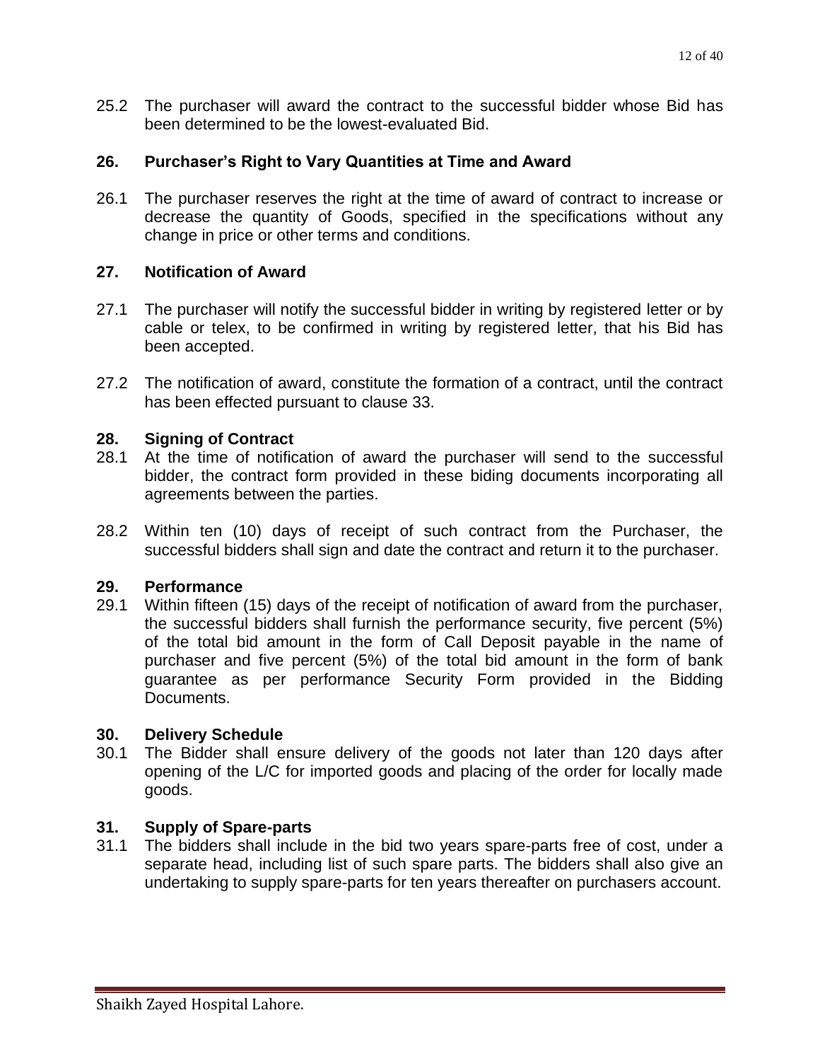25.2 The purchaser will award the contract to the successful bidder whose Bid has been determined to be the lowest-evaluated Bid.

### 26. Purchaser's Right to Vary Quantities at Time and Award

26.1 The purchaser reserves the right at the time of award of contract to increase or decrease the quantity of Goods, specified in the specifications without any change in price or other terms and conditions.

### 27. Notification of Award

27.1 The purchaser will notify the successful bidder in writing by registered letter or by cable or telex, to be confirmed in writing by registered letter, that his Bid has been accepted.

27.2 The notification of award, constitute the formation of a contract, until the contract has been effected pursuant to clause 33.

### 28. Signing of Contract

28.1 At the time of notification of award the purchaser will send to the successful bidder, the contract form provided in these biding documents incorporating all agreements between the parties.

28.2 Within ten (10) days of receipt of such contract from the Purchaser, the successful bidders shall sign and date the contract and return it to the purchaser.

### 29. Performance

29.1 Within fifteen (15) days of the receipt of notification of award from the purchaser, the successful bidders shall furnish the performance security, five percent (5%) of the total bid amount in the form of Call Deposit payable in the name of purchaser and five percent (5%) of the total bid amount in the form of bank guarantee as per performance Security Form provided in the Bidding Documents.

### 30. Delivery Schedule

30.1 The Bidder shall ensure delivery of the goods not later than 120 days after opening of the L/C for imported goods and placing of the order for locally made goods.

### 31. Supply of Spare-parts

31.1 The bidders shall include in the bid two years spare-parts free of cost, under a separate head, including list of such spare parts. The bidders shall also give an undertaking to supply spare-parts for ten years thereafter on purchasers account.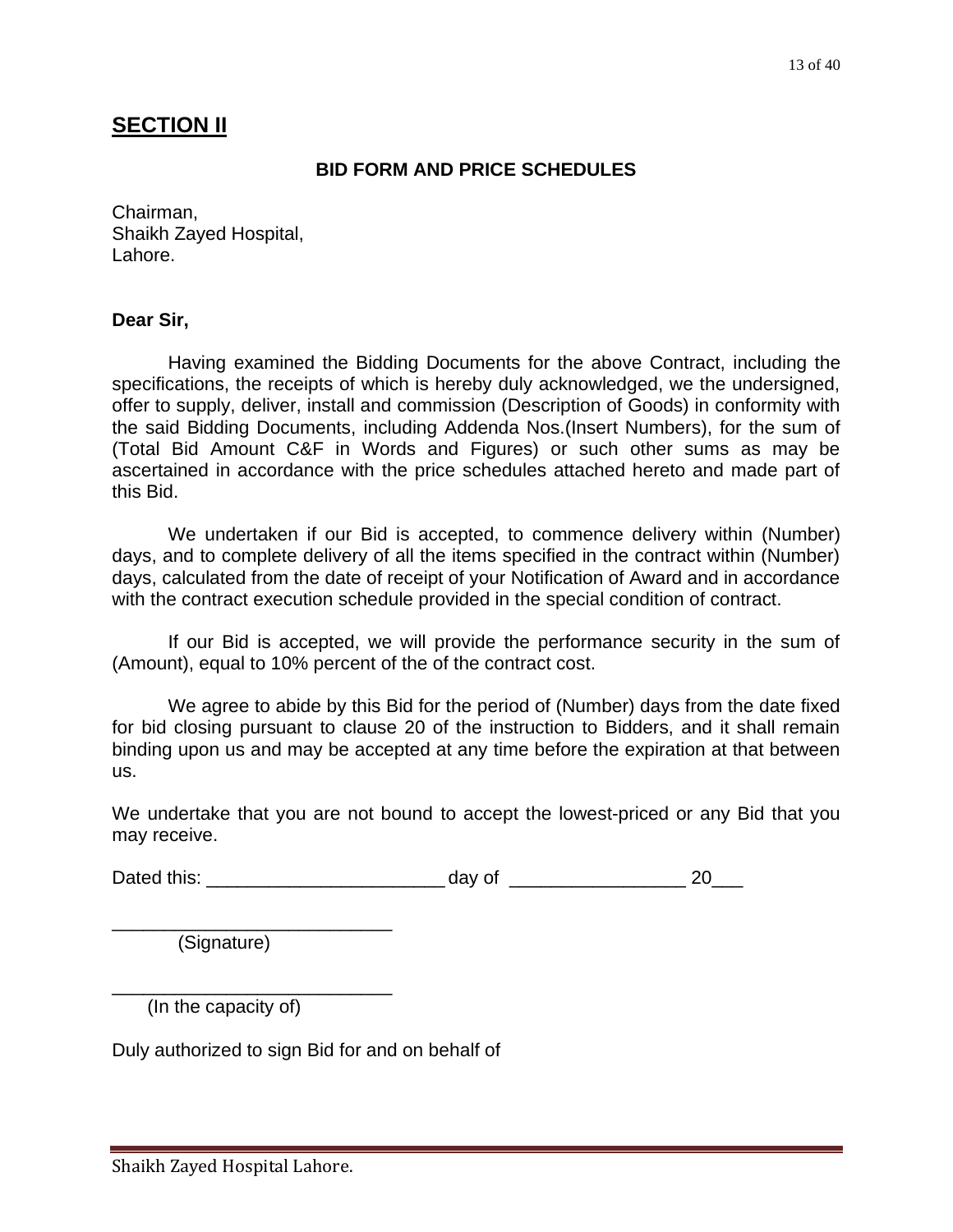## SECTION II

### BID FORM AND PRICE SCHEDULES

Chairman,
Shaikh Zayed Hospital,
Lahore.

**Dear Sir,**

Having examined the Bidding Documents for the above Contract, including the specifications, the receipts of which is hereby duly acknowledged, we the undersigned, offer to supply, deliver, install and commission (Description of Goods) in conformity with the said Bidding Documents, including Addenda Nos.(Insert Numbers), for the sum of (Total Bid Amount C&F in Words and Figures) or such other sums as may be ascertained in accordance with the price schedules attached hereto and made part of this Bid.

We undertaken if our Bid is accepted, to commence delivery within (Number) days, and to complete delivery of all the items specified in the contract within (Number) days, calculated from the date of receipt of your Notification of Award and in accordance with the contract execution schedule provided in the special condition of contract.

If our Bid is accepted, we will provide the performance security in the sum of (Amount), equal to 10% percent of the of the contract cost.

We agree to abide by this Bid for the period of (Number) days from the date fixed for bid closing pursuant to clause 20 of the instruction to Bidders, and it shall remain binding upon us and may be accepted at any time before the expiration at that between us.

We undertake that you are not bound to accept the lowest-priced or any Bid that you may receive.

Dated this: _______________________ day of _________________ 20___

___________________________
(Signature)

___________________________
(In the capacity of)

Duly authorized to sign Bid for and on behalf of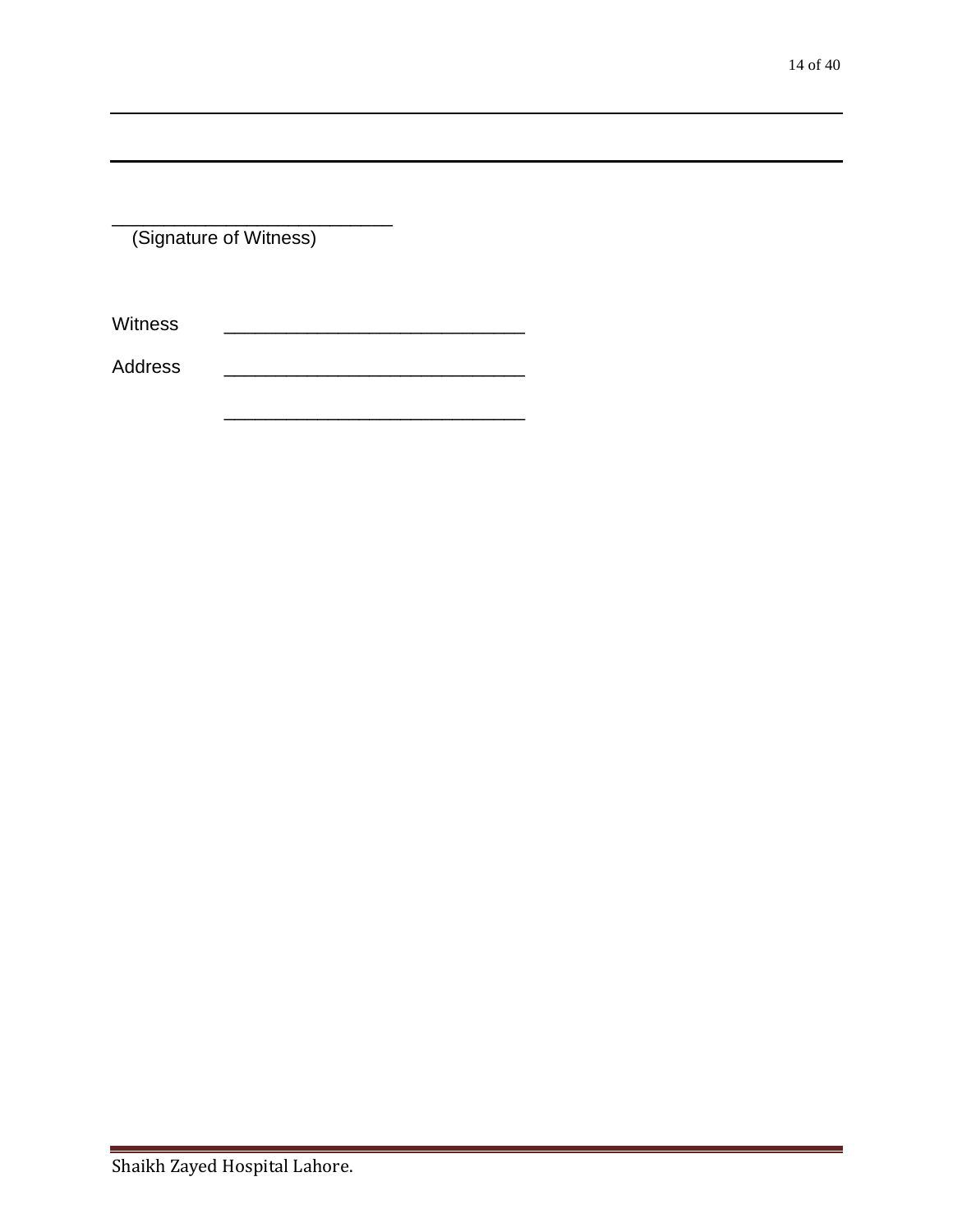---

---

_____________________________
(Signature of Witness)

Witness _____________________________

Address _____________________________

_____________________________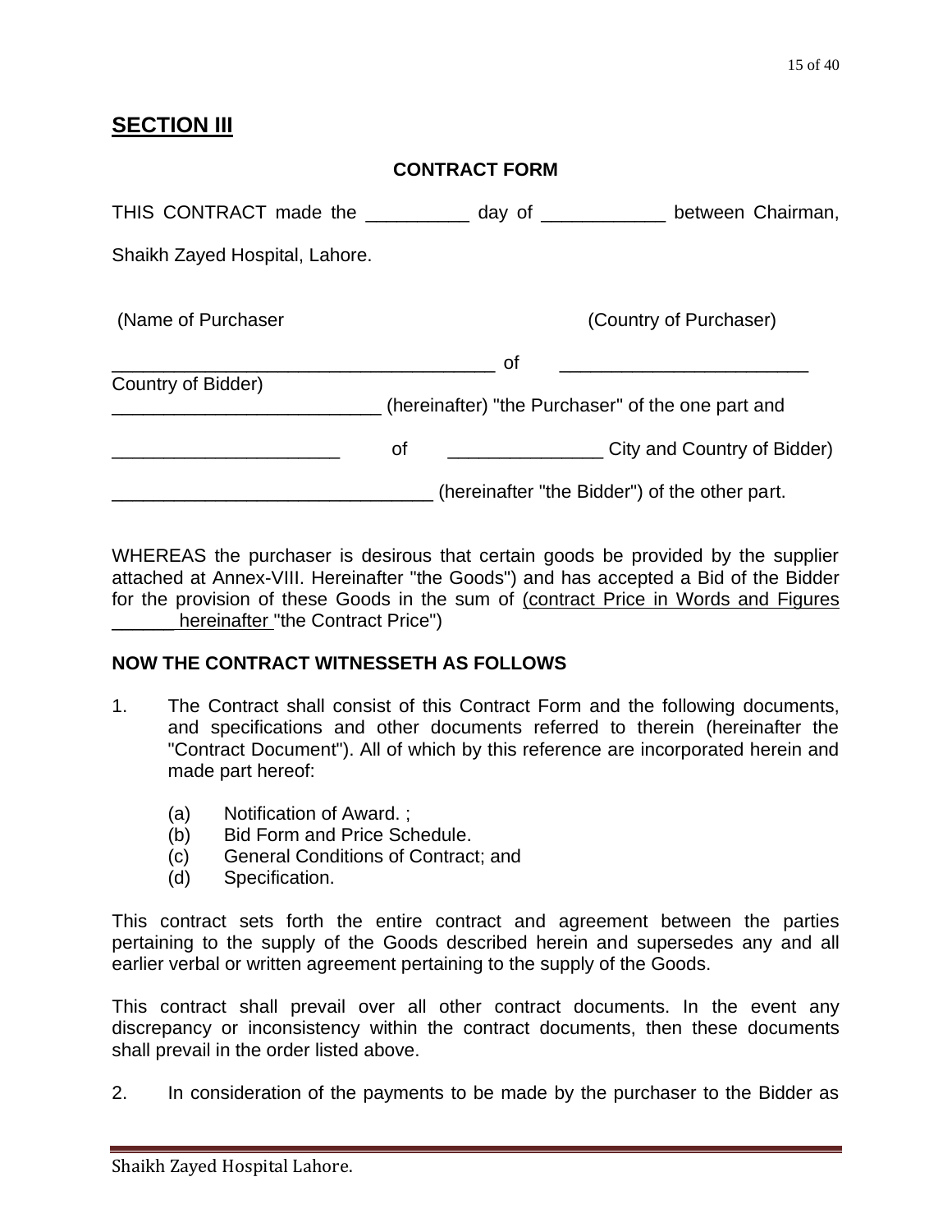## **SECTION III**

**CONTRACT FORM**

THIS CONTRACT made the __________ day of ____________ between Chairman, Shaikh Zayed Hospital, Lahore.

(Name of Purchaser (Country of Purchaser)

_____________________________________ of ________________________
Country of Bidder)
__________________________ (hereinafter) "the Purchaser" of the one part and

______________________ of _______________ City and Country of Bidder)

_______________________________ (hereinafter "the Bidder") of the other part.

WHEREAS the purchaser is desirous that certain goods be provided by the supplier attached at Annex-VIII. Hereinafter "the Goods") and has accepted a Bid of the Bidder for the provision of these Goods in the sum of (contract Price in Words and Figures ______ hereinafter "the Contract Price")

**NOW THE CONTRACT WITNESSETH AS FOLLOWS**

1. The Contract shall consist of this Contract Form and the following documents, and specifications and other documents referred to therein (hereinafter the "Contract Document"). All of which by this reference are incorporated herein and made part hereof:

   (a) Notification of Award. ;
   (b) Bid Form and Price Schedule.
   (c) General Conditions of Contract; and
   (d) Specification.

This contract sets forth the entire contract and agreement between the parties pertaining to the supply of the Goods described herein and supersedes any and all earlier verbal or written agreement pertaining to the supply of the Goods.

This contract shall prevail over all other contract documents. In the event any discrepancy or inconsistency within the contract documents, then these documents shall prevail in the order listed above.

2. In consideration of the payments to be made by the purchaser to the Bidder as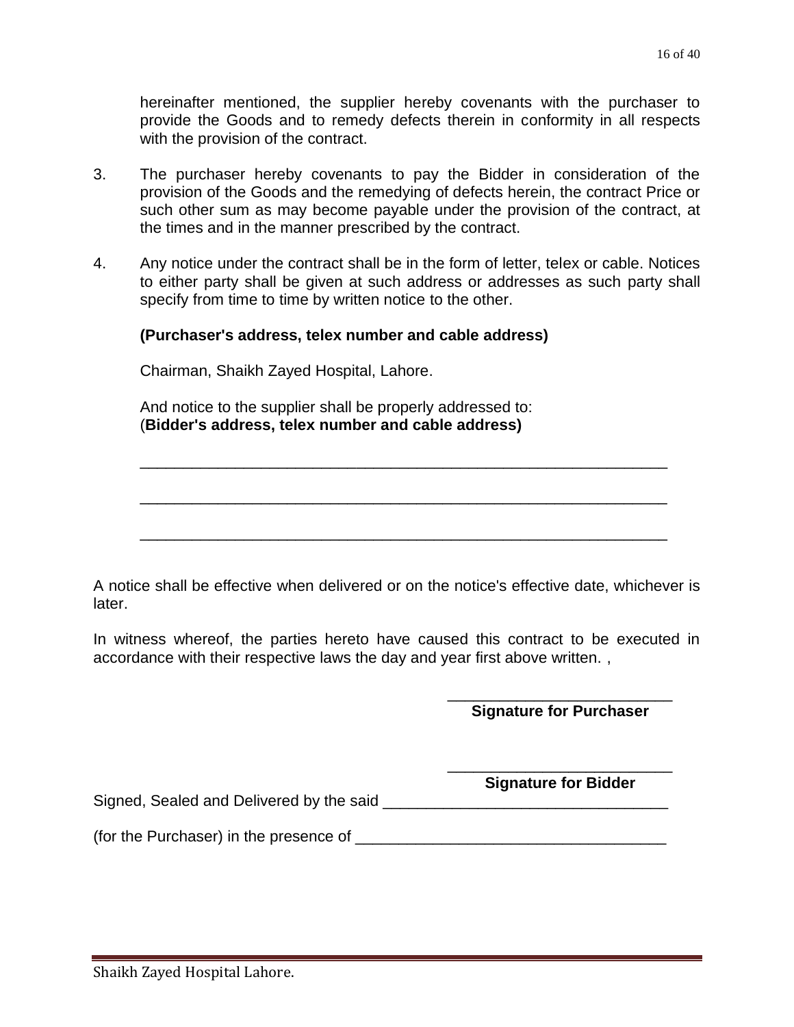hereinafter mentioned, the supplier hereby covenants with the purchaser to provide the Goods and to remedy defects therein in conformity in all respects with the provision of the contract.

3. The purchaser hereby covenants to pay the Bidder in consideration of the provision of the Goods and the remedying of defects herein, the contract Price or such other sum as may become payable under the provision of the contract, at the times and in the manner prescribed by the contract.

4. Any notice under the contract shall be in the form of letter, telex or cable. Notices to either party shall be given at such address or addresses as such party shall specify from time to time by written notice to the other.

 **(Purchaser's address, telex number and cable address)**

 Chairman, Shaikh Zayed Hospital, Lahore.

 And notice to the supplier shall be properly addressed to:
 (**Bidder's address, telex number and cable address)**

 ______________________________________________________________

 ______________________________________________________________

 ______________________________________________________________

A notice shall be effective when delivered or on the notice's effective date, whichever is later.

In witness whereof, the parties hereto have caused this contract to be executed in accordance with their respective laws the day and year first above written. ,

__________________________
**Signature for Purchaser**

__________________________
**Signature for Bidder**

Signed, Sealed and Delivered by the said _________________________________

(for the Purchaser) in the presence of ____________________________________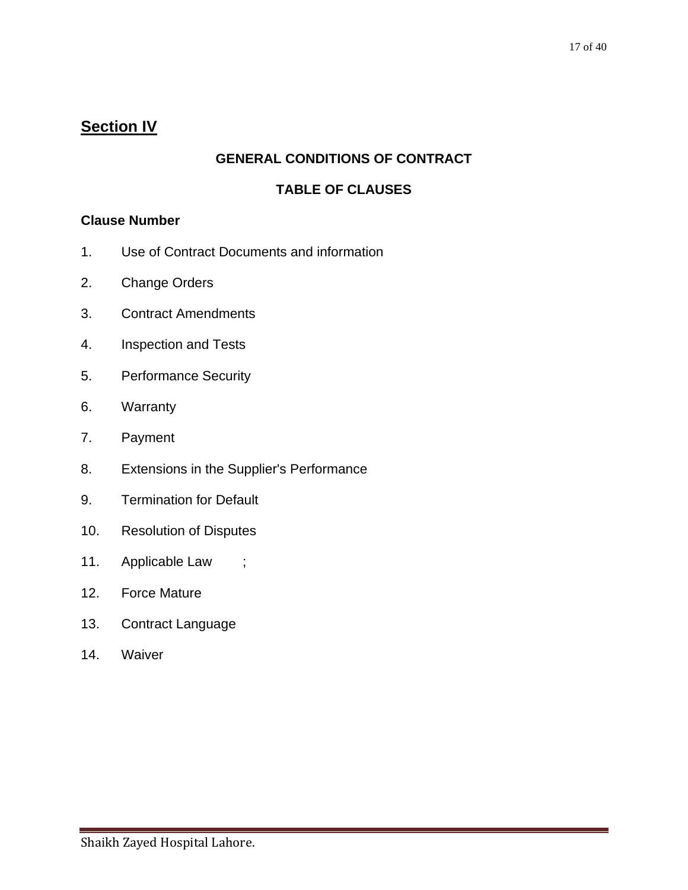## Section IV

**GENERAL CONDITIONS OF CONTRACT**

**TABLE OF CLAUSES**

**Clause Number**

1. Use of Contract Documents and information
2. Change Orders
3. Contract Amendments
4. Inspection and Tests
5. Performance Security
6. Warranty
7. Payment
8. Extensions in the Supplier's Performance
9. Termination for Default
10. Resolution of Disputes
11. Applicable Law ;
12. Force Mature
13. Contract Language
14. Waiver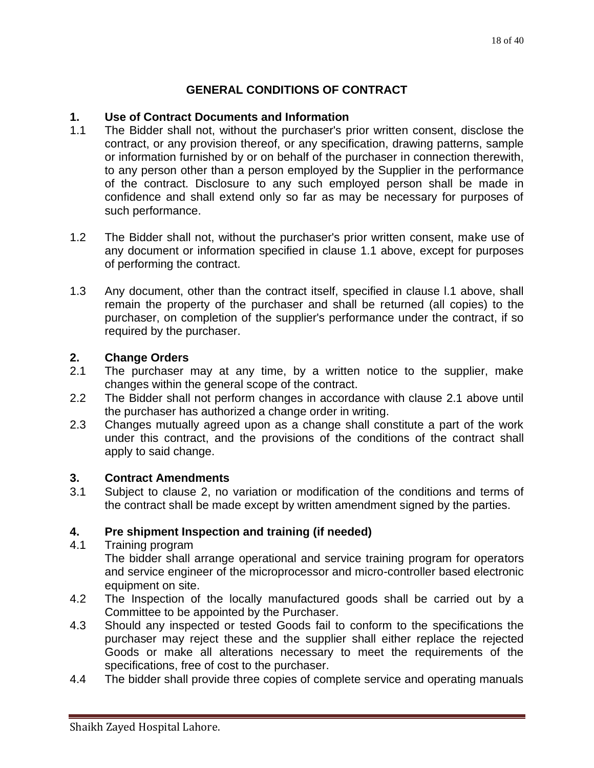## GENERAL CONDITIONS OF CONTRACT

### 1. Use of Contract Documents and Information

1.1 The Bidder shall not, without the purchaser's prior written consent, disclose the contract, or any provision thereof, or any specification, drawing patterns, sample or information furnished by or on behalf of the purchaser in connection therewith, to any person other than a person employed by the Supplier in the performance of the contract. Disclosure to any such employed person shall be made in confidence and shall extend only so far as may be necessary for purposes of such performance.

1.2 The Bidder shall not, without the purchaser's prior written consent, make use of any document or information specified in clause 1.1 above, except for purposes of performing the contract.

1.3 Any document, other than the contract itself, specified in clause l.1 above, shall remain the property of the purchaser and shall be returned (all copies) to the purchaser, on completion of the supplier's performance under the contract, if so required by the purchaser.

### 2. Change Orders

2.1 The purchaser may at any time, by a written notice to the supplier, make changes within the general scope of the contract.

2.2 The Bidder shall not perform changes in accordance with clause 2.1 above until the purchaser has authorized a change order in writing.

2.3 Changes mutually agreed upon as a change shall constitute a part of the work under this contract, and the provisions of the conditions of the contract shall apply to said change.

### 3. Contract Amendments

3.1 Subject to clause 2, no variation or modification of the conditions and terms of the contract shall be made except by written amendment signed by the parties.

### 4. Pre shipment Inspection and training (if needed)

4.1 Training program

The bidder shall arrange operational and service training program for operators and service engineer of the microprocessor and micro-controller based electronic equipment on site.

4.2 The Inspection of the locally manufactured goods shall be carried out by a Committee to be appointed by the Purchaser.

4.3 Should any inspected or tested Goods fail to conform to the specifications the purchaser may reject these and the supplier shall either replace the rejected Goods or make all alterations necessary to meet the requirements of the specifications, free of cost to the purchaser.

4.4 The bidder shall provide three copies of complete service and operating manuals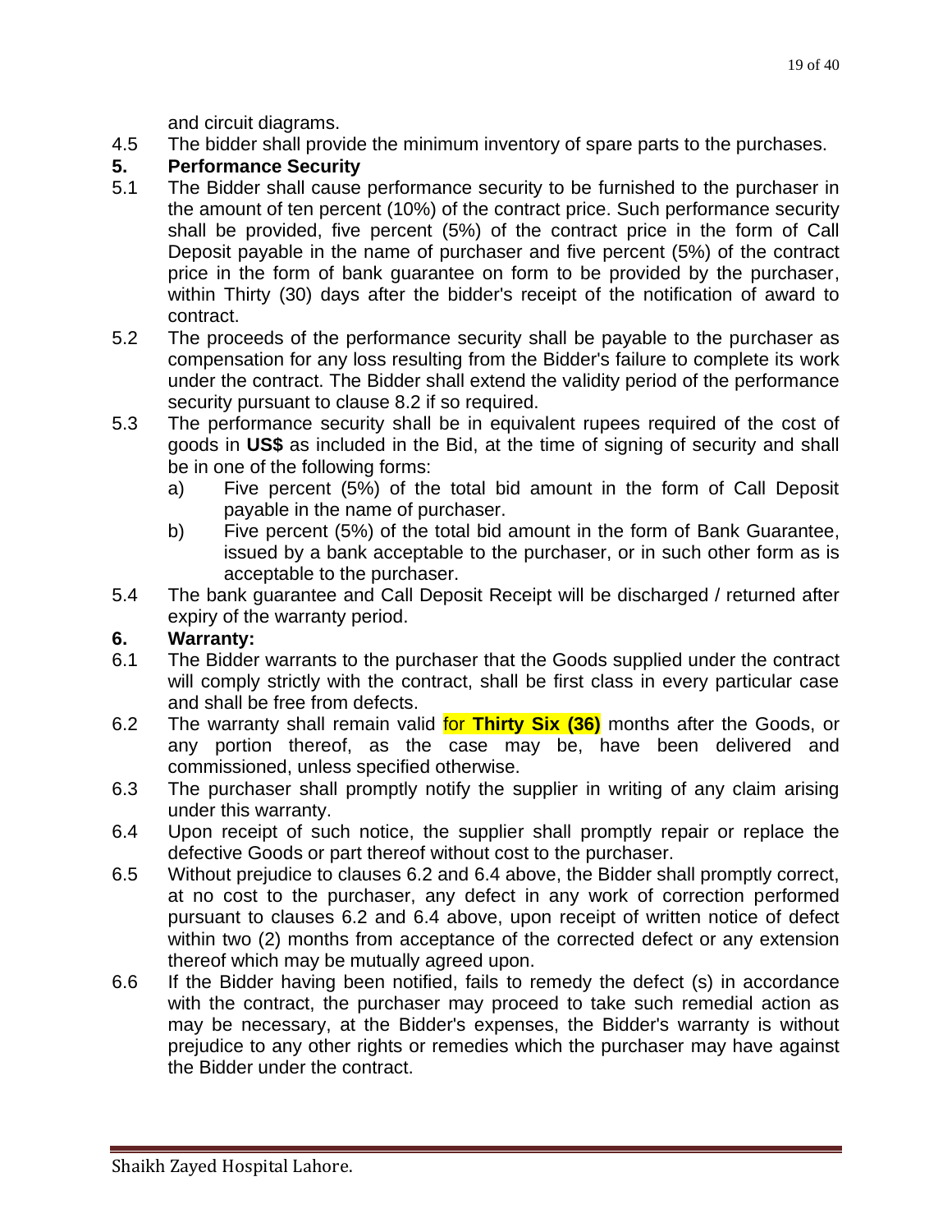and circuit diagrams.

4.5 The bidder shall provide the minimum inventory of spare parts to the purchases.

**5. Performance Security**

5.1 The Bidder shall cause performance security to be furnished to the purchaser in the amount of ten percent (10%) of the contract price. Such performance security shall be provided, five percent (5%) of the contract price in the form of Call Deposit payable in the name of purchaser and five percent (5%) of the contract price in the form of bank guarantee on form to be provided by the purchaser, within Thirty (30) days after the bidder's receipt of the notification of award to contract.

5.2 The proceeds of the performance security shall be payable to the purchaser as compensation for any loss resulting from the Bidder's failure to complete its work under the contract. The Bidder shall extend the validity period of the performance security pursuant to clause 8.2 if so required.

5.3 The performance security shall be in equivalent rupees required of the cost of goods in **US$** as included in the Bid, at the time of signing of security and shall be in one of the following forms:

a) Five percent (5%) of the total bid amount in the form of Call Deposit payable in the name of purchaser.

b) Five percent (5%) of the total bid amount in the form of Bank Guarantee, issued by a bank acceptable to the purchaser, or in such other form as is acceptable to the purchaser.

5.4 The bank guarantee and Call Deposit Receipt will be discharged / returned after expiry of the warranty period.

**6. Warranty:**

6.1 The Bidder warrants to the purchaser that the Goods supplied under the contract will comply strictly with the contract, shall be first class in every particular case and shall be free from defects.

6.2 The warranty shall remain valid for **Thirty Six (36)** months after the Goods, or any portion thereof, as the case may be, have been delivered and commissioned, unless specified otherwise.

6.3 The purchaser shall promptly notify the supplier in writing of any claim arising under this warranty.

6.4 Upon receipt of such notice, the supplier shall promptly repair or replace the defective Goods or part thereof without cost to the purchaser.

6.5 Without prejudice to clauses 6.2 and 6.4 above, the Bidder shall promptly correct, at no cost to the purchaser, any defect in any work of correction performed pursuant to clauses 6.2 and 6.4 above, upon receipt of written notice of defect within two (2) months from acceptance of the corrected defect or any extension thereof which may be mutually agreed upon.

6.6 If the Bidder having been notified, fails to remedy the defect (s) in accordance with the contract, the purchaser may proceed to take such remedial action as may be necessary, at the Bidder's expenses, the Bidder's warranty is without prejudice to any other rights or remedies which the purchaser may have against the Bidder under the contract.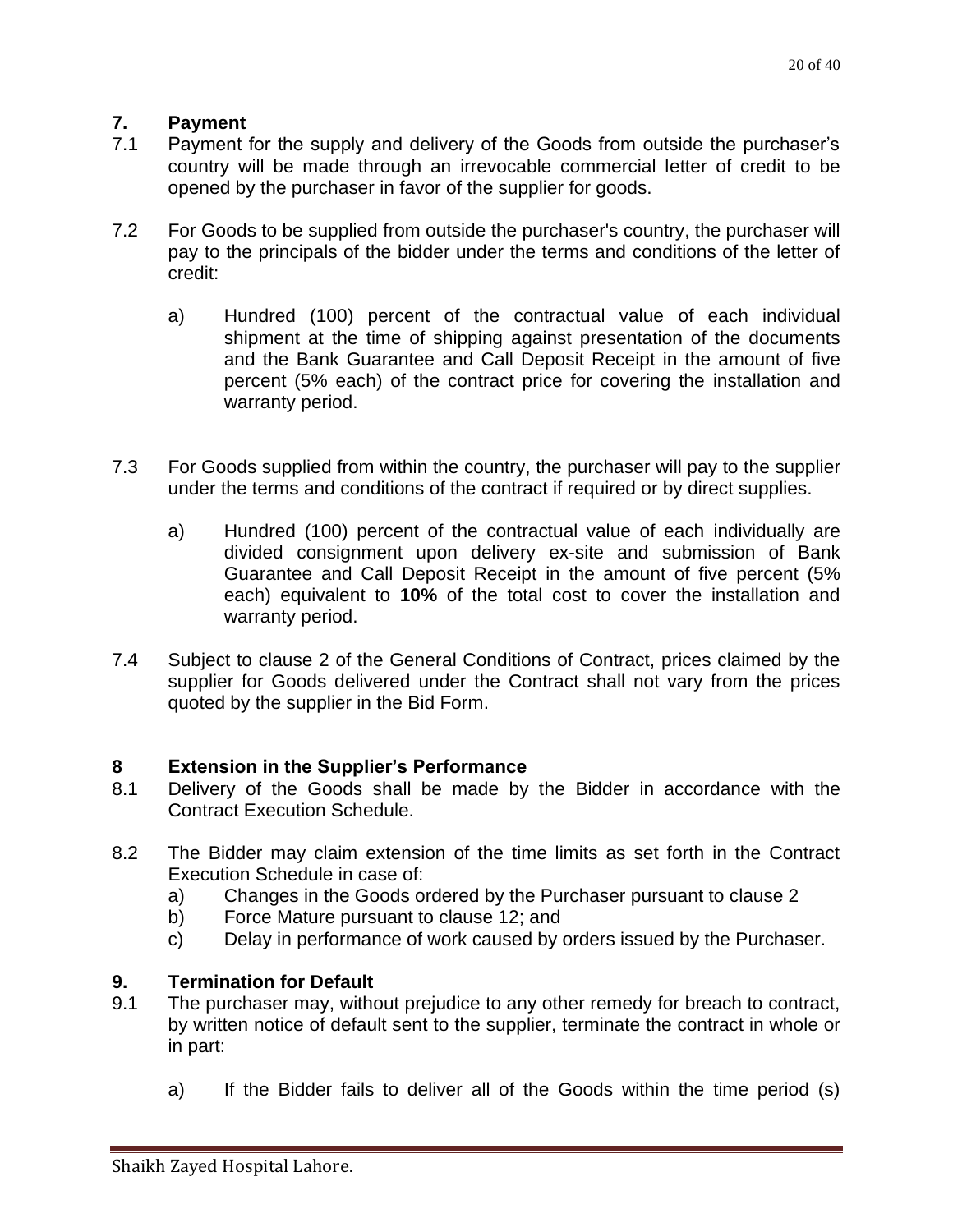## 7. Payment

7.1 Payment for the supply and delivery of the Goods from outside the purchaser's country will be made through an irrevocable commercial letter of credit to be opened by the purchaser in favor of the supplier for goods.

7.2 For Goods to be supplied from outside the purchaser's country, the purchaser will pay to the principals of the bidder under the terms and conditions of the letter of credit:

a) Hundred (100) percent of the contractual value of each individual shipment at the time of shipping against presentation of the documents and the Bank Guarantee and Call Deposit Receipt in the amount of five percent (5% each) of the contract price for covering the installation and warranty period.

7.3 For Goods supplied from within the country, the purchaser will pay to the supplier under the terms and conditions of the contract if required or by direct supplies.

a) Hundred (100) percent of the contractual value of each individually are divided consignment upon delivery ex-site and submission of Bank Guarantee and Call Deposit Receipt in the amount of five percent (5% each) equivalent to **10%** of the total cost to cover the installation and warranty period.

7.4 Subject to clause 2 of the General Conditions of Contract, prices claimed by the supplier for Goods delivered under the Contract shall not vary from the prices quoted by the supplier in the Bid Form.

## 8 Extension in the Supplier's Performance

8.1 Delivery of the Goods shall be made by the Bidder in accordance with the Contract Execution Schedule.

8.2 The Bidder may claim extension of the time limits as set forth in the Contract Execution Schedule in case of:

a) Changes in the Goods ordered by the Purchaser pursuant to clause 2
b) Force Mature pursuant to clause 12; and
c) Delay in performance of work caused by orders issued by the Purchaser.

## 9. Termination for Default

9.1 The purchaser may, without prejudice to any other remedy for breach to contract, by written notice of default sent to the supplier, terminate the contract in whole or in part:

a) If the Bidder fails to deliver all of the Goods within the time period (s)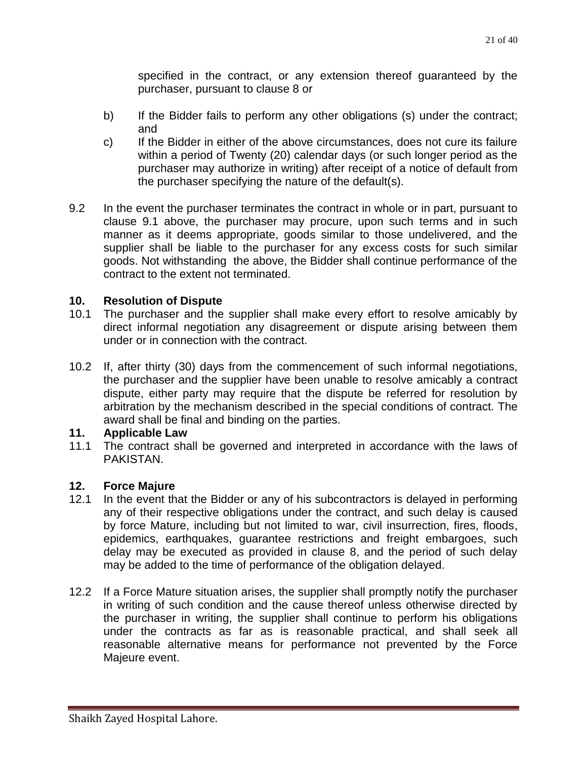specified in the contract, or any extension thereof guaranteed by the purchaser, pursuant to clause 8 or

b) If the Bidder fails to perform any other obligations (s) under the contract; and

c) If the Bidder in either of the above circumstances, does not cure its failure within a period of Twenty (20) calendar days (or such longer period as the purchaser may authorize in writing) after receipt of a notice of default from the purchaser specifying the nature of the default(s).

9.2 In the event the purchaser terminates the contract in whole or in part, pursuant to clause 9.1 above, the purchaser may procure, upon such terms and in such manner as it deems appropriate, goods similar to those undelivered, and the supplier shall be liable to the purchaser for any excess costs for such similar goods. Not withstanding the above, the Bidder shall continue performance of the contract to the extent not terminated.

**10. Resolution of Dispute**

10.1 The purchaser and the supplier shall make every effort to resolve amicably by direct informal negotiation any disagreement or dispute arising between them under or in connection with the contract.

10.2 If, after thirty (30) days from the commencement of such informal negotiations, the purchaser and the supplier have been unable to resolve amicably a contract dispute, either party may require that the dispute be referred for resolution by arbitration by the mechanism described in the special conditions of contract. The award shall be final and binding on the parties.

**11. Applicable Law**

11.1 The contract shall be governed and interpreted in accordance with the laws of PAKISTAN.

**12. Force Majure**

12.1 In the event that the Bidder or any of his subcontractors is delayed in performing any of their respective obligations under the contract, and such delay is caused by force Mature, including but not limited to war, civil insurrection, fires, floods, epidemics, earthquakes, guarantee restrictions and freight embargoes, such delay may be executed as provided in clause 8, and the period of such delay may be added to the time of performance of the obligation delayed.

12.2 If a Force Mature situation arises, the supplier shall promptly notify the purchaser in writing of such condition and the cause thereof unless otherwise directed by the purchaser in writing, the supplier shall continue to perform his obligations under the contracts as far as is reasonable practical, and shall seek all reasonable alternative means for performance not prevented by the Force Majeure event.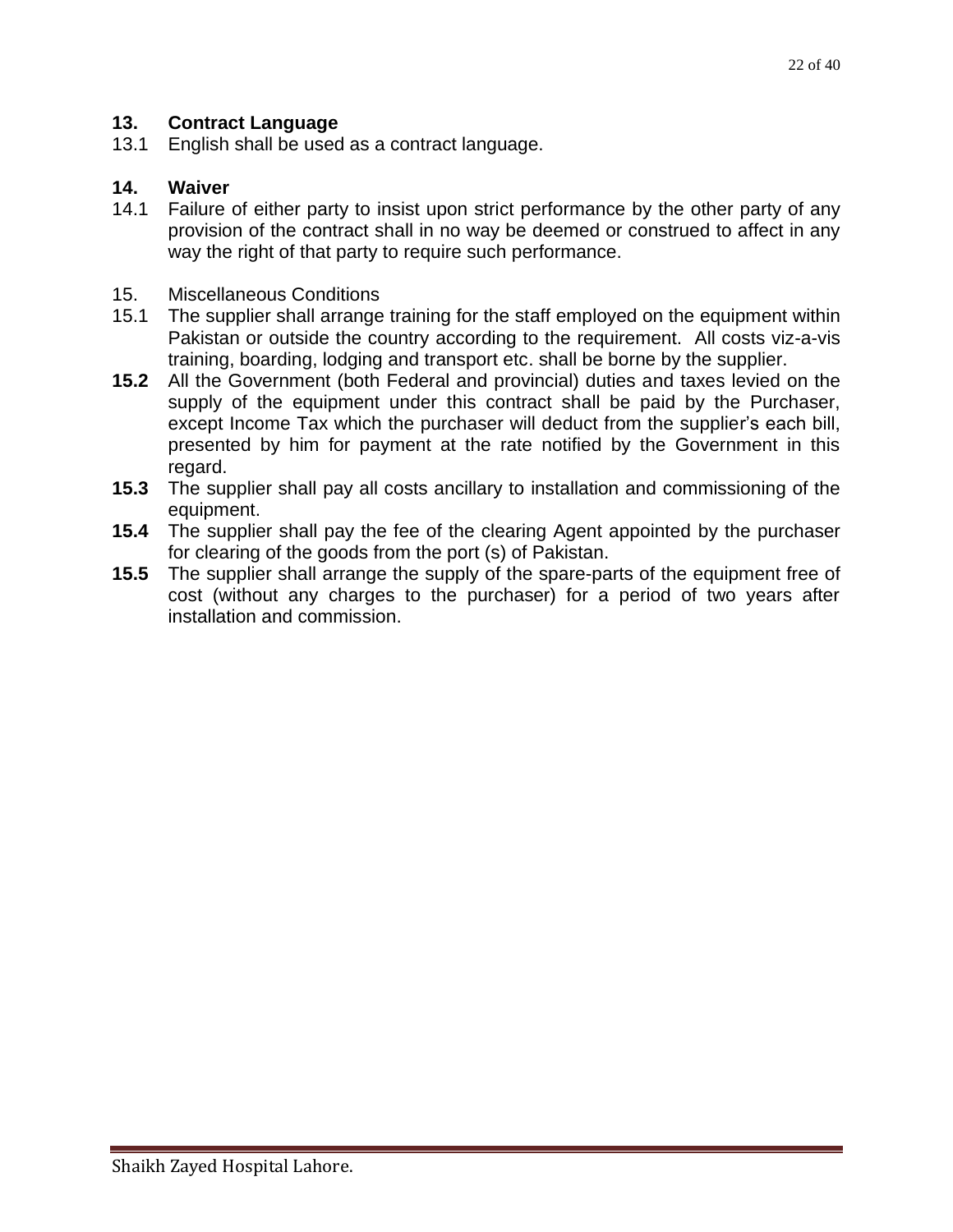**13. Contract Language**

13.1 English shall be used as a contract language.

**14. Waiver**

14.1 Failure of either party to insist upon strict performance by the other party of any provision of the contract shall in no way be deemed or construed to affect in any way the right of that party to require such performance.

15. Miscellaneous Conditions

15.1 The supplier shall arrange training for the staff employed on the equipment within Pakistan or outside the country according to the requirement. All costs viz-a-vis training, boarding, lodging and transport etc. shall be borne by the supplier.

**15.2** All the Government (both Federal and provincial) duties and taxes levied on the supply of the equipment under this contract shall be paid by the Purchaser, except Income Tax which the purchaser will deduct from the supplier's each bill, presented by him for payment at the rate notified by the Government in this regard.

**15.3** The supplier shall pay all costs ancillary to installation and commissioning of the equipment.

**15.4** The supplier shall pay the fee of the clearing Agent appointed by the purchaser for clearing of the goods from the port (s) of Pakistan.

**15.5** The supplier shall arrange the supply of the spare-parts of the equipment free of cost (without any charges to the purchaser) for a period of two years after installation and commission.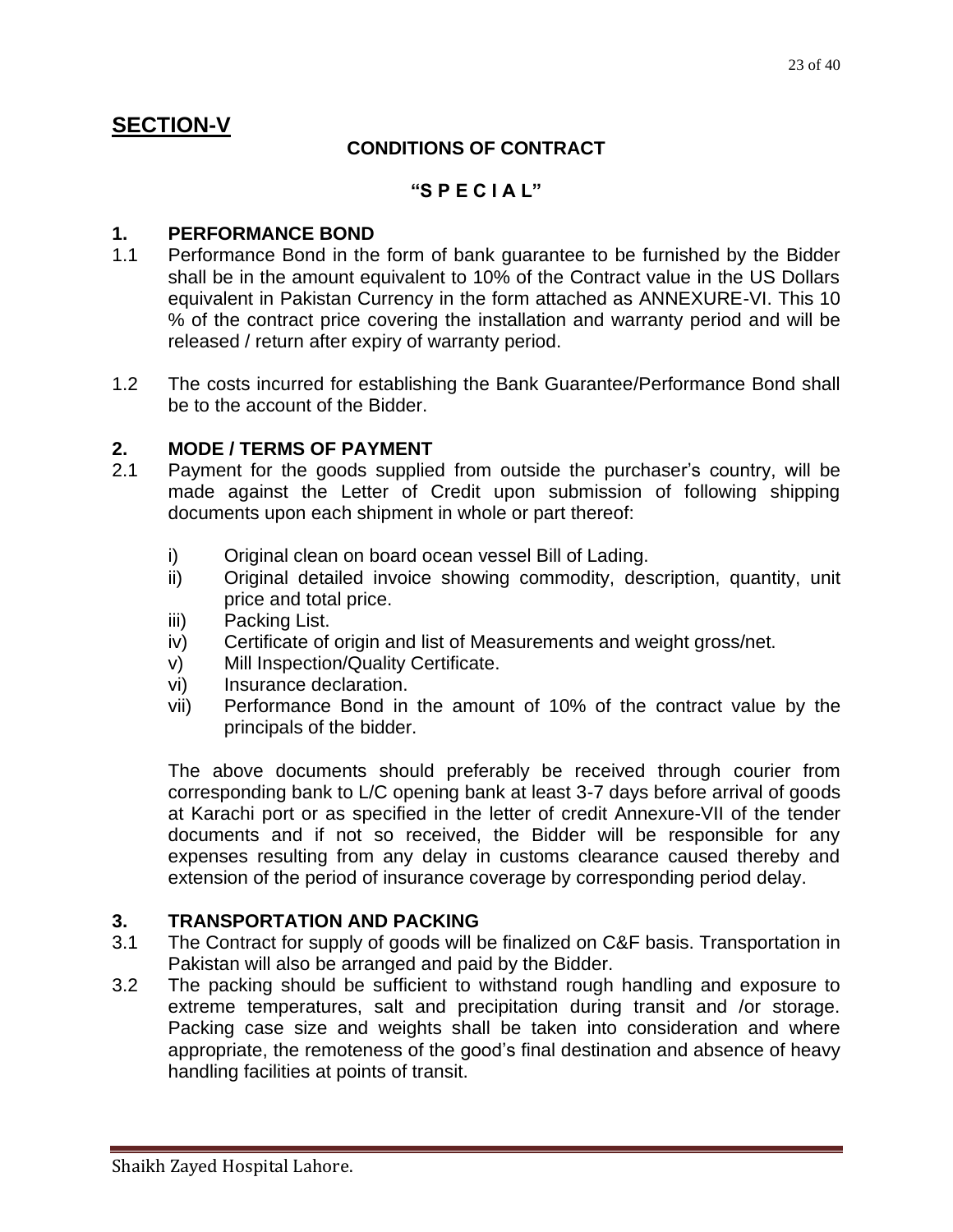## SECTION-V

### CONDITIONS OF CONTRACT

### "S P E C I A L"

### 1. PERFORMANCE BOND

1.1 Performance Bond in the form of bank guarantee to be furnished by the Bidder shall be in the amount equivalent to 10% of the Contract value in the US Dollars equivalent in Pakistan Currency in the form attached as ANNEXURE-VI. This 10 % of the contract price covering the installation and warranty period and will be released / return after expiry of warranty period.

1.2 The costs incurred for establishing the Bank Guarantee/Performance Bond shall be to the account of the Bidder.

### 2. MODE / TERMS OF PAYMENT

2.1 Payment for the goods supplied from outside the purchaser's country, will be made against the Letter of Credit upon submission of following shipping documents upon each shipment in whole or part thereof:

- i) Original clean on board ocean vessel Bill of Lading.
- ii) Original detailed invoice showing commodity, description, quantity, unit price and total price.
- iii) Packing List.
- iv) Certificate of origin and list of Measurements and weight gross/net.
- v) Mill Inspection/Quality Certificate.
- vi) Insurance declaration.
- vii) Performance Bond in the amount of 10% of the contract value by the principals of the bidder.

The above documents should preferably be received through courier from corresponding bank to L/C opening bank at least 3-7 days before arrival of goods at Karachi port or as specified in the letter of credit Annexure-VII of the tender documents and if not so received, the Bidder will be responsible for any expenses resulting from any delay in customs clearance caused thereby and extension of the period of insurance coverage by corresponding period delay.

### 3. TRANSPORTATION AND PACKING

3.1 The Contract for supply of goods will be finalized on C&F basis. Transportation in Pakistan will also be arranged and paid by the Bidder.

3.2 The packing should be sufficient to withstand rough handling and exposure to extreme temperatures, salt and precipitation during transit and /or storage. Packing case size and weights shall be taken into consideration and where appropriate, the remoteness of the good's final destination and absence of heavy handling facilities at points of transit.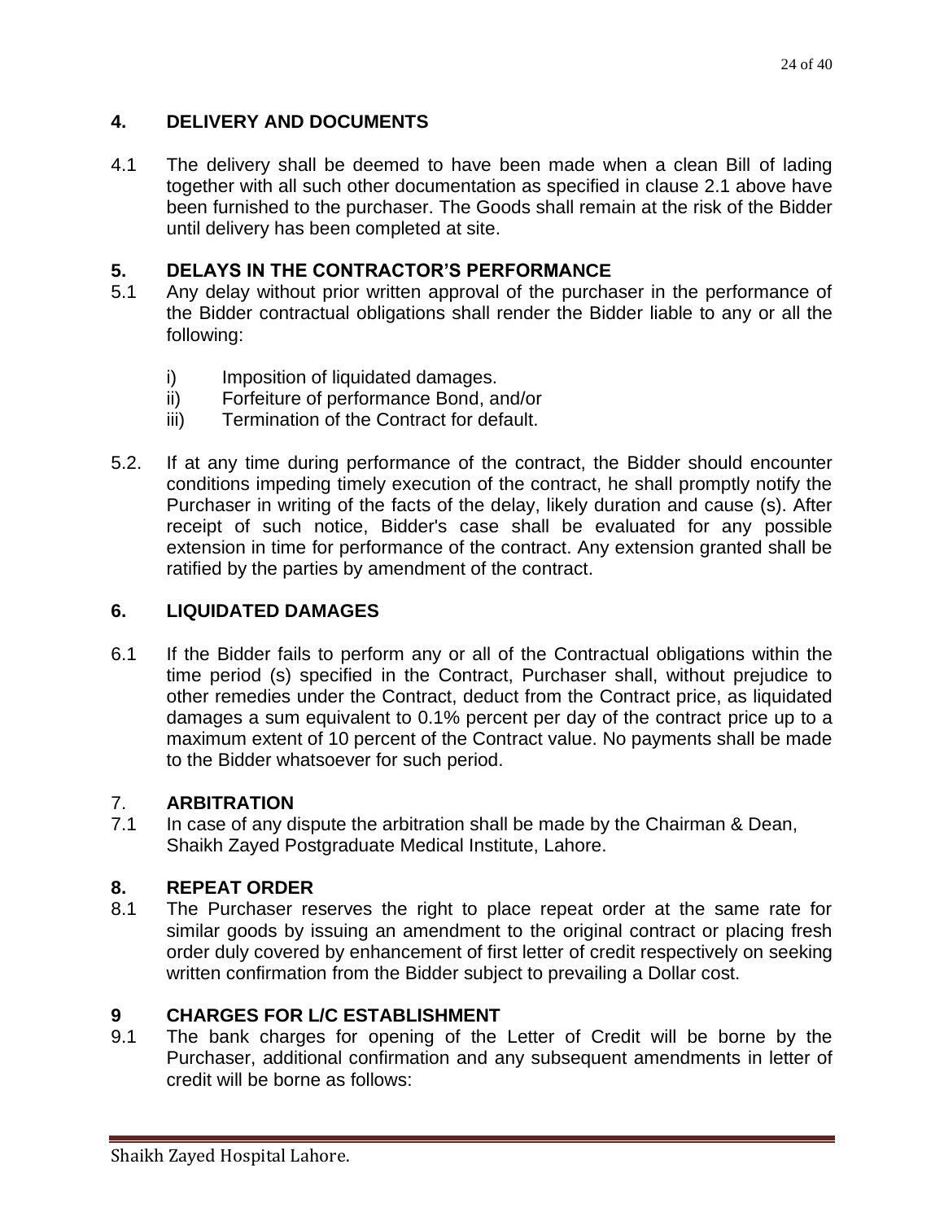## 4. DELIVERY AND DOCUMENTS

4.1 The delivery shall be deemed to have been made when a clean Bill of lading together with all such other documentation as specified in clause 2.1 above have been furnished to the purchaser. The Goods shall remain at the risk of the Bidder until delivery has been completed at site.

## 5. DELAYS IN THE CONTRACTOR'S PERFORMANCE

5.1 Any delay without prior written approval of the purchaser in the performance of the Bidder contractual obligations shall render the Bidder liable to any or all the following:

- i) Imposition of liquidated damages.
- ii) Forfeiture of performance Bond, and/or
- iii) Termination of the Contract for default.

5.2. If at any time during performance of the contract, the Bidder should encounter conditions impeding timely execution of the contract, he shall promptly notify the Purchaser in writing of the facts of the delay, likely duration and cause (s). After receipt of such notice, Bidder's case shall be evaluated for any possible extension in time for performance of the contract. Any extension granted shall be ratified by the parties by amendment of the contract.

## 6. LIQUIDATED DAMAGES

6.1 If the Bidder fails to perform any or all of the Contractual obligations within the time period (s) specified in the Contract, Purchaser shall, without prejudice to other remedies under the Contract, deduct from the Contract price, as liquidated damages a sum equivalent to 0.1% percent per day of the contract price up to a maximum extent of 10 percent of the Contract value. No payments shall be made to the Bidder whatsoever for such period.

## 7. ARBITRATION

7.1 In case of any dispute the arbitration shall be made by the Chairman & Dean, Shaikh Zayed Postgraduate Medical Institute, Lahore.

## 8. REPEAT ORDER

8.1 The Purchaser reserves the right to place repeat order at the same rate for similar goods by issuing an amendment to the original contract or placing fresh order duly covered by enhancement of first letter of credit respectively on seeking written confirmation from the Bidder subject to prevailing a Dollar cost.

## 9 CHARGES FOR L/C ESTABLISHMENT

9.1 The bank charges for opening of the Letter of Credit will be borne by the Purchaser, additional confirmation and any subsequent amendments in letter of credit will be borne as follows: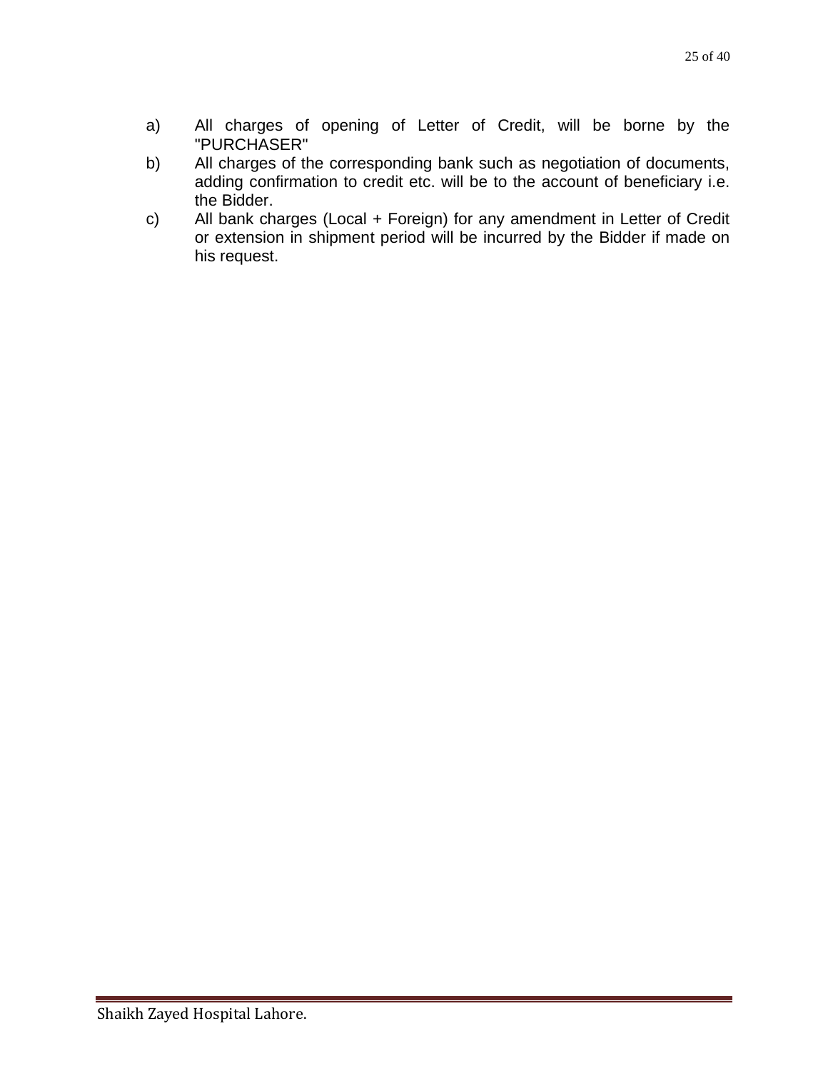a) All charges of opening of Letter of Credit, will be borne by the "PURCHASER"

b) All charges of the corresponding bank such as negotiation of documents, adding confirmation to credit etc. will be to the account of beneficiary i.e. the Bidder.

c) All bank charges (Local + Foreign) for any amendment in Letter of Credit or extension in shipment period will be incurred by the Bidder if made on his request.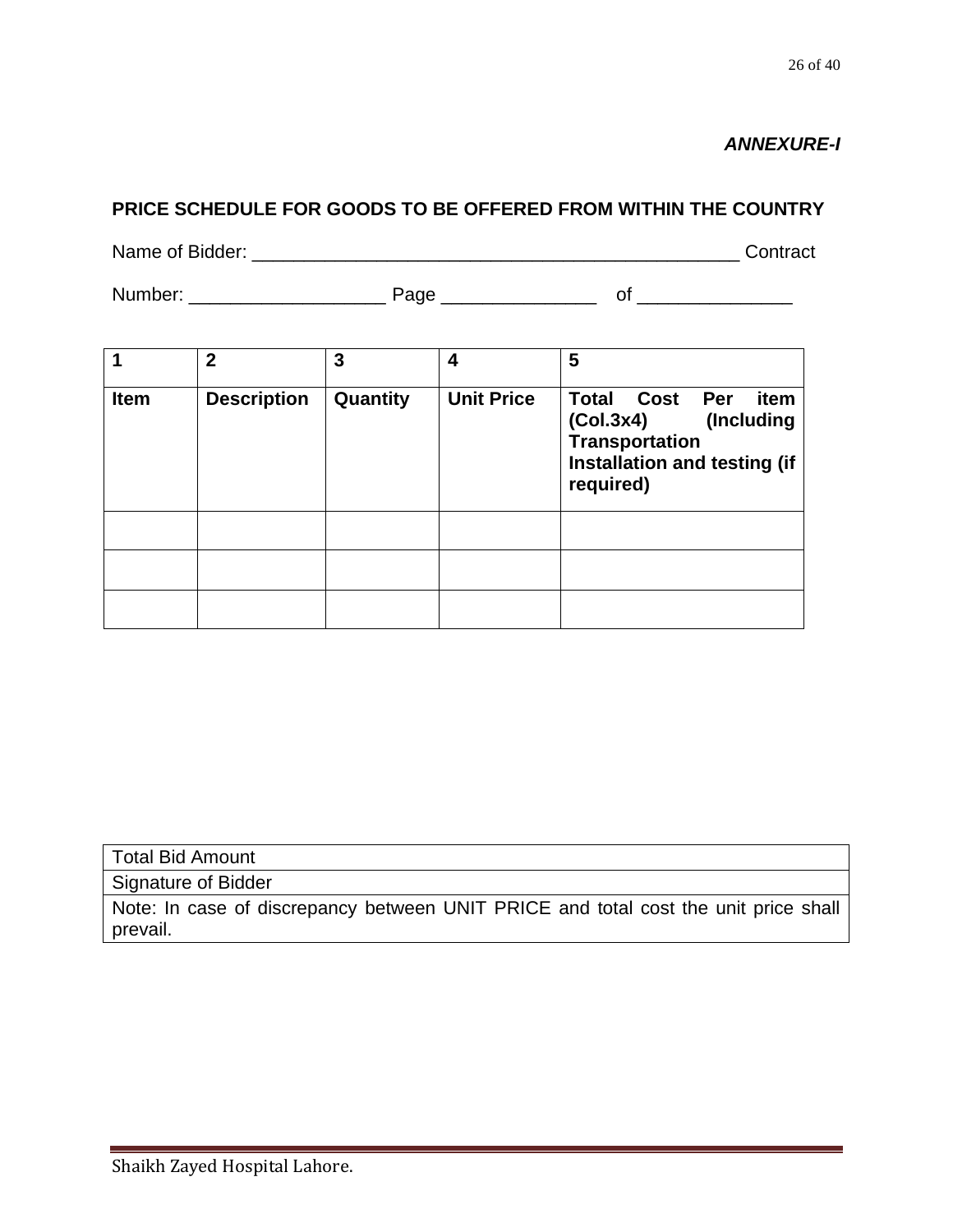***ANNEXURE-I***

**PRICE SCHEDULE FOR GOODS TO BE OFFERED FROM WITHIN THE COUNTRY**

Name of Bidder: _______________________________________________ Contract

Number: ___________________ Page _______________ of _______________

| 1 | 2 | 3 | 4 | 5 |
|---|---|---|---|---|
| **Item** | **Description** | **Quantity** | **Unit Price** | **Total Cost Per item (Col.3x4) (Including Transportation Installation and testing (if required)** |
| | | | | |
| | | | | |
| | | | | |

| Total Bid Amount |
|---|
| Signature of Bidder |
| Note: In case of discrepancy between UNIT PRICE and total cost the unit price shall prevail. |

Shaikh Zayed Hospital Lahore.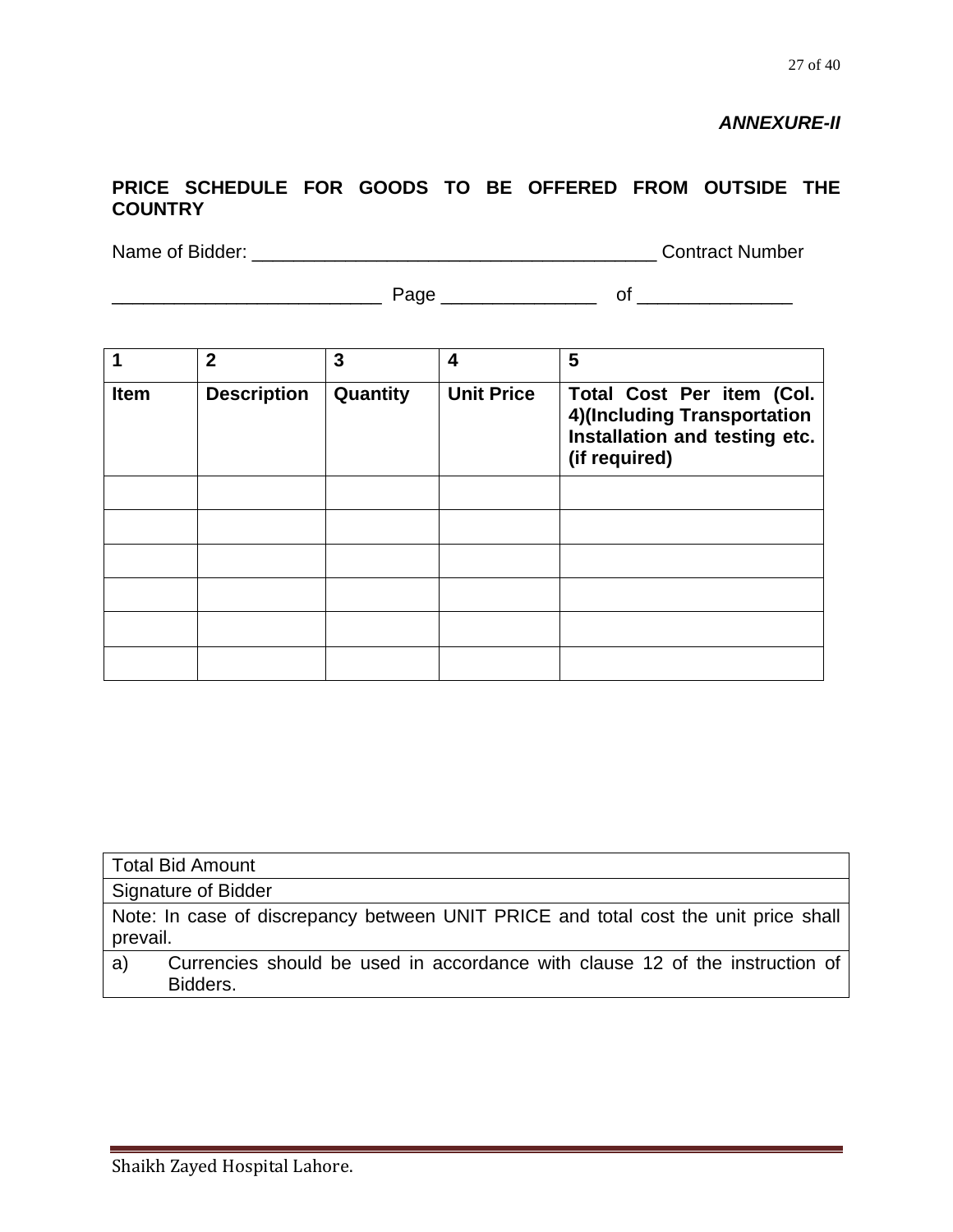***ANNEXURE-II***

**PRICE SCHEDULE FOR GOODS TO BE OFFERED FROM OUTSIDE THE COUNTRY**

Name of Bidder: ______________________________________ Contract Number

__________________________ Page _______________ of _______________

| 1 | 2 | 3 | 4 | 5 |
|---|---|---|---|---|
| **Item** | **Description** | **Quantity** | **Unit Price** | **Total Cost Per item (Col. 4)(Including Transportation Installation and testing etc. (if required)** |
| | | | | |
| | | | | |
| | | | | |
| | | | | |
| | | | | |
| | | | | |

| Total Bid Amount |
|---|
| Signature of Bidder |
| Note: In case of discrepancy between UNIT PRICE and total cost the unit price shall prevail. |
| a) Currencies should be used in accordance with clause 12 of the instruction of Bidders. |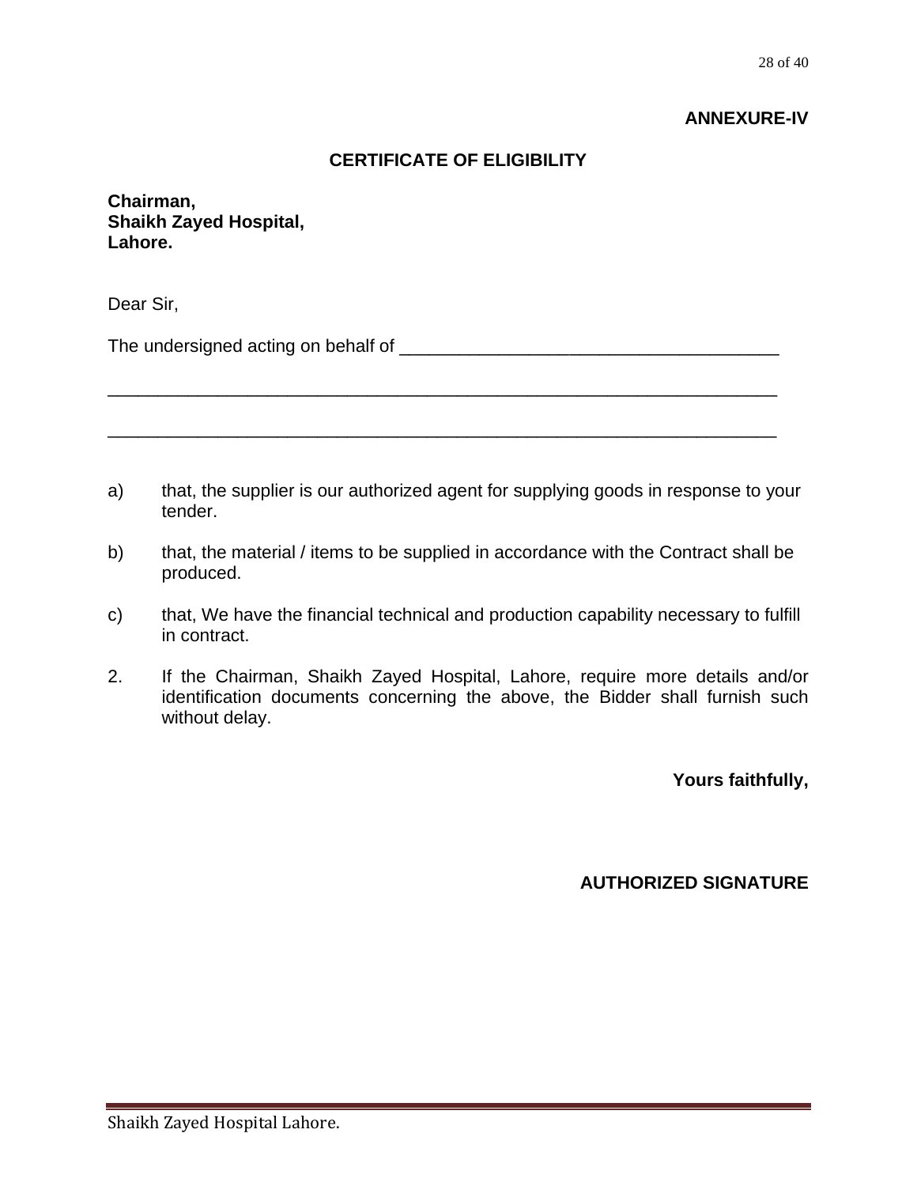**ANNEXURE-IV**

## CERTIFICATE OF ELIGIBILITY

**Chairman,**
**Shaikh Zayed Hospital,**
**Lahore.**

Dear Sir,

The undersigned acting on behalf of ______________________________________

____________________________________________________________________

____________________________________________________________________

a) that, the supplier is our authorized agent for supplying goods in response to your tender.

b) that, the material / items to be supplied in accordance with the Contract shall be produced.

c) that, We have the financial technical and production capability necessary to fulfill in contract.

2. If the Chairman, Shaikh Zayed Hospital, Lahore, require more details and/or identification documents concerning the above, the Bidder shall furnish such without delay.

**Yours faithfully,**

**AUTHORIZED SIGNATURE**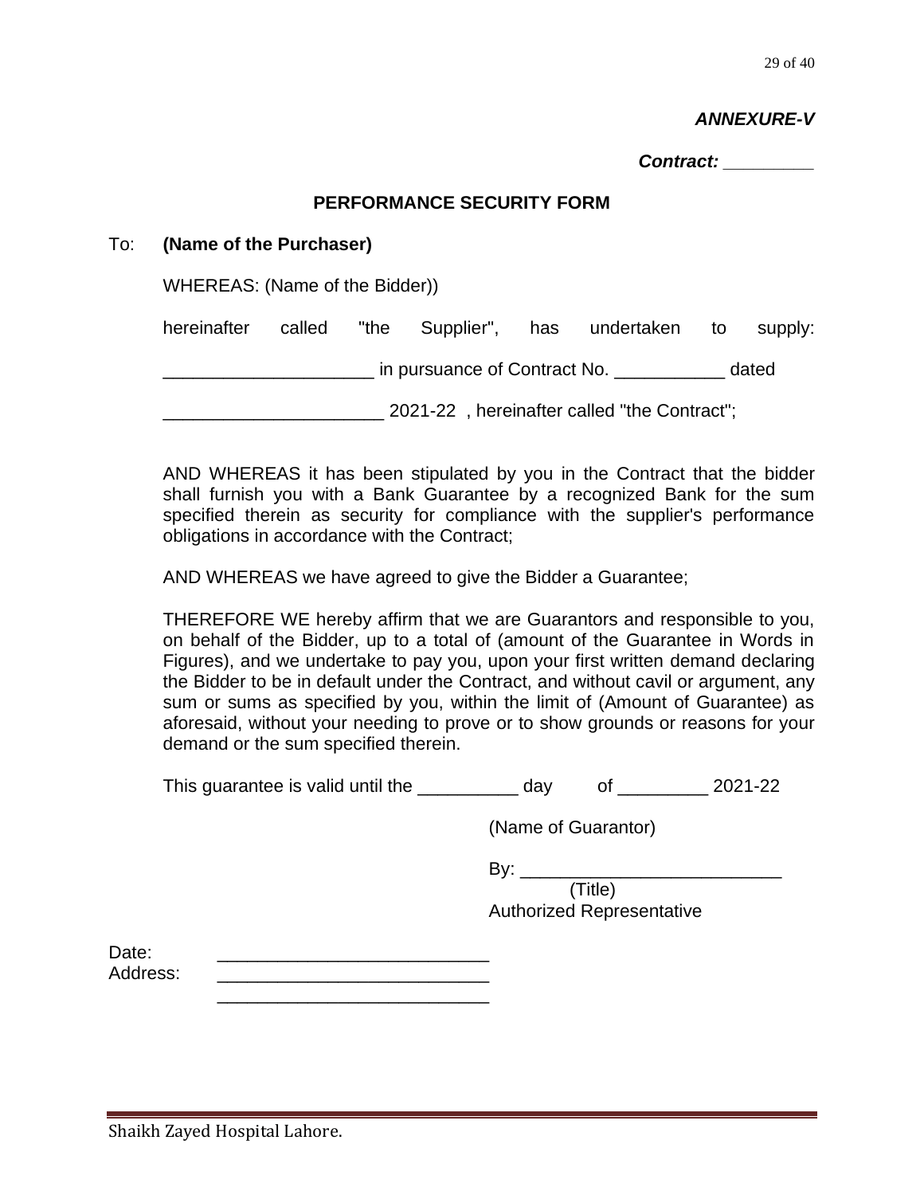***ANNEXURE-V***

***Contract: _________***

**PERFORMANCE SECURITY FORM**

To: **(Name of the Purchaser)**

WHEREAS: (Name of the Bidder))

hereinafter called "the Supplier", has undertaken to supply:

_____________________ in pursuance of Contract No. ___________ dated

______________________ 2021-22 , hereinafter called "the Contract";

AND WHEREAS it has been stipulated by you in the Contract that the bidder shall furnish you with a Bank Guarantee by a recognized Bank for the sum specified therein as security for compliance with the supplier's performance obligations in accordance with the Contract;

AND WHEREAS we have agreed to give the Bidder a Guarantee;

THEREFORE WE hereby affirm that we are Guarantors and responsible to you, on behalf of the Bidder, up to a total of (amount of the Guarantee in Words in Figures), and we undertake to pay you, upon your first written demand declaring the Bidder to be in default under the Contract, and without cavil or argument, any sum or sums as specified by you, within the limit of (Amount of Guarantee) as aforesaid, without your needing to prove or to show grounds or reasons for your demand or the sum specified therein.

This guarantee is valid until the __________ day of _________ 2021-22

(Name of Guarantor)

By: __________________________
(Title)
Authorized Representative

Date: ___________________________
Address: ___________________________
___________________________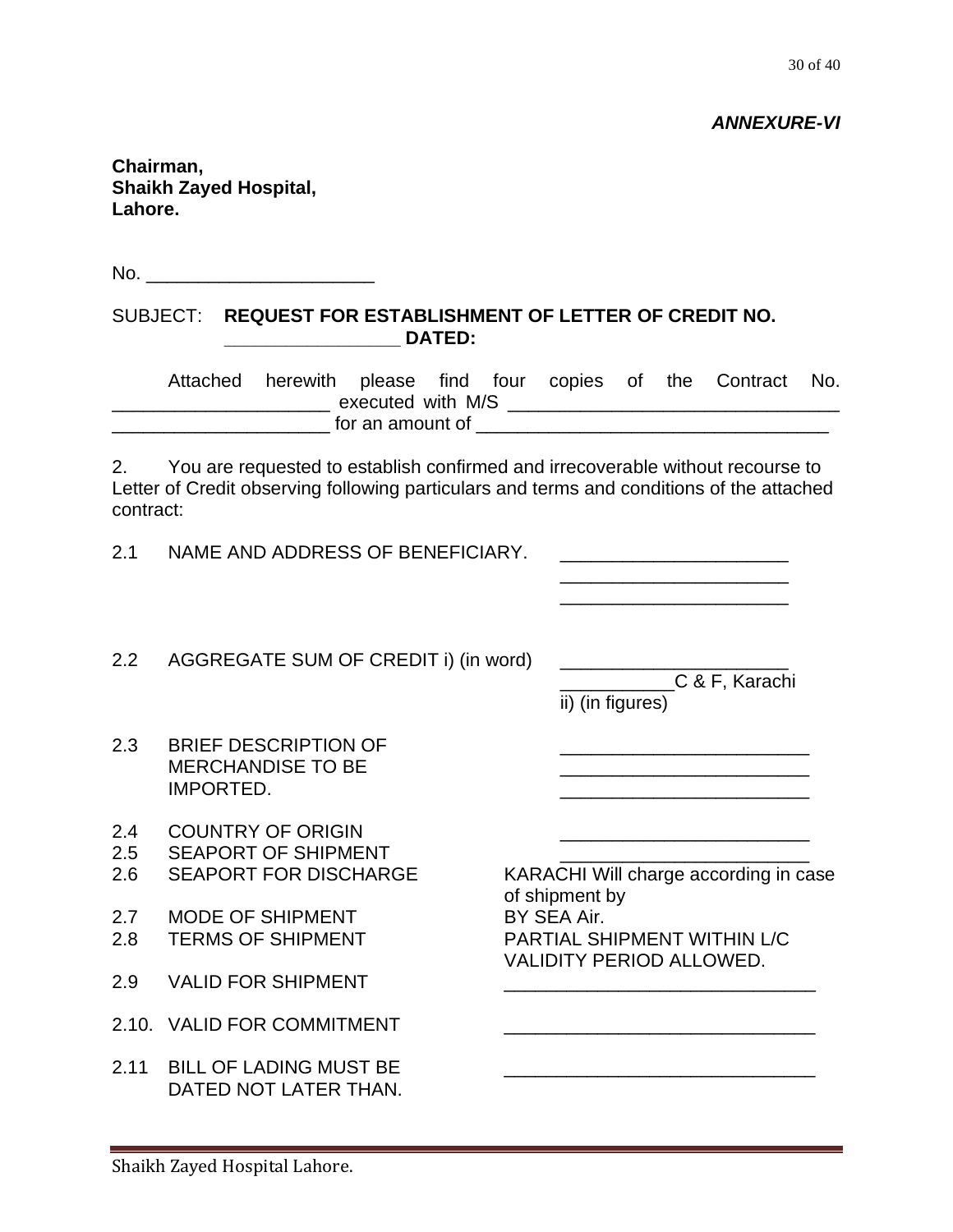***ANNEXURE-VI***

**Chairman,**
**Shaikh Zayed Hospital,**
**Lahore.**

No. ______________________

SUBJECT: **REQUEST FOR ESTABLISHMENT OF LETTER OF CREDIT NO. _________________ DATED:**

Attached herewith please find four copies of the Contract No. _____________________ executed with M/S ________________________________ _____________________ for an amount of __________________________________

2. You are requested to establish confirmed and irrecoverable without recourse to Letter of Credit observing following particulars and terms and conditions of the attached contract:

2.1 NAME AND ADDRESS OF BENEFICIARY. ______________________
______________________
______________________

2.2 AGGREGATE SUM OF CREDIT i) (in word) ______________________
___________C & F, Karachi
ii) (in figures)

2.3 BRIEF DESCRIPTION OF MERCHANDISE TO BE IMPORTED. ________________________
________________________
________________________

2.4 COUNTRY OF ORIGIN ________________________

2.5 SEAPORT OF SHIPMENT ________________________

2.6 SEAPORT FOR DISCHARGE KARACHI Will charge according in case of shipment by

2.7 MODE OF SHIPMENT BY SEA Air.

2.8 TERMS OF SHIPMENT PARTIAL SHIPMENT WITHIN L/C VALIDITY PERIOD ALLOWED.

2.9 VALID FOR SHIPMENT ______________________________

2.10. VALID FOR COMMITMENT ______________________________

2.11 BILL OF LADING MUST BE DATED NOT LATER THAN. ______________________________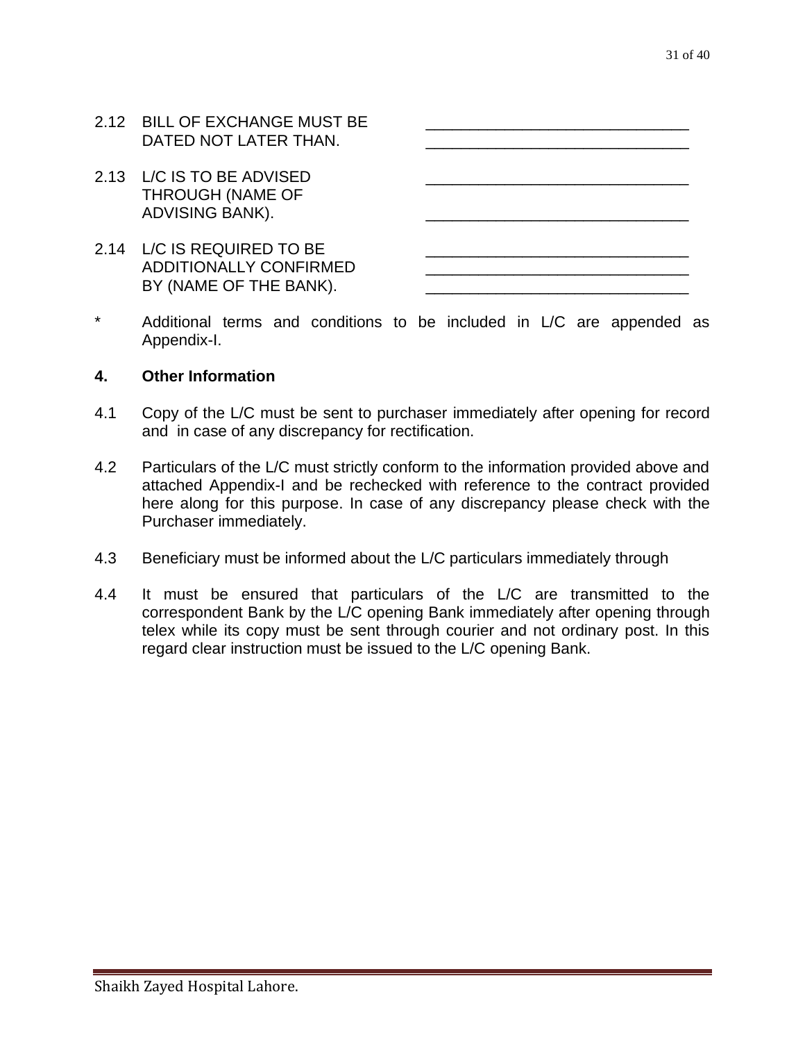2.12 BILL OF EXCHANGE MUST BE DATED NOT LATER THAN. ______________________________ ______________________________

2.13 L/C IS TO BE ADVISED THROUGH (NAME OF ADVISING BANK). ______________________________ ______________________________

2.14 L/C IS REQUIRED TO BE ADDITIONALLY CONFIRMED BY (NAME OF THE BANK). ______________________________ ______________________________ ______________________________

\* Additional terms and conditions to be included in L/C are appended as Appendix-I.

**4. Other Information**

4.1 Copy of the L/C must be sent to purchaser immediately after opening for record and in case of any discrepancy for rectification.

4.2 Particulars of the L/C must strictly conform to the information provided above and attached Appendix-I and be rechecked with reference to the contract provided here along for this purpose. In case of any discrepancy please check with the Purchaser immediately.

4.3 Beneficiary must be informed about the L/C particulars immediately through

4.4 It must be ensured that particulars of the L/C are transmitted to the correspondent Bank by the L/C opening Bank immediately after opening through telex while its copy must be sent through courier and not ordinary post. In this regard clear instruction must be issued to the L/C opening Bank.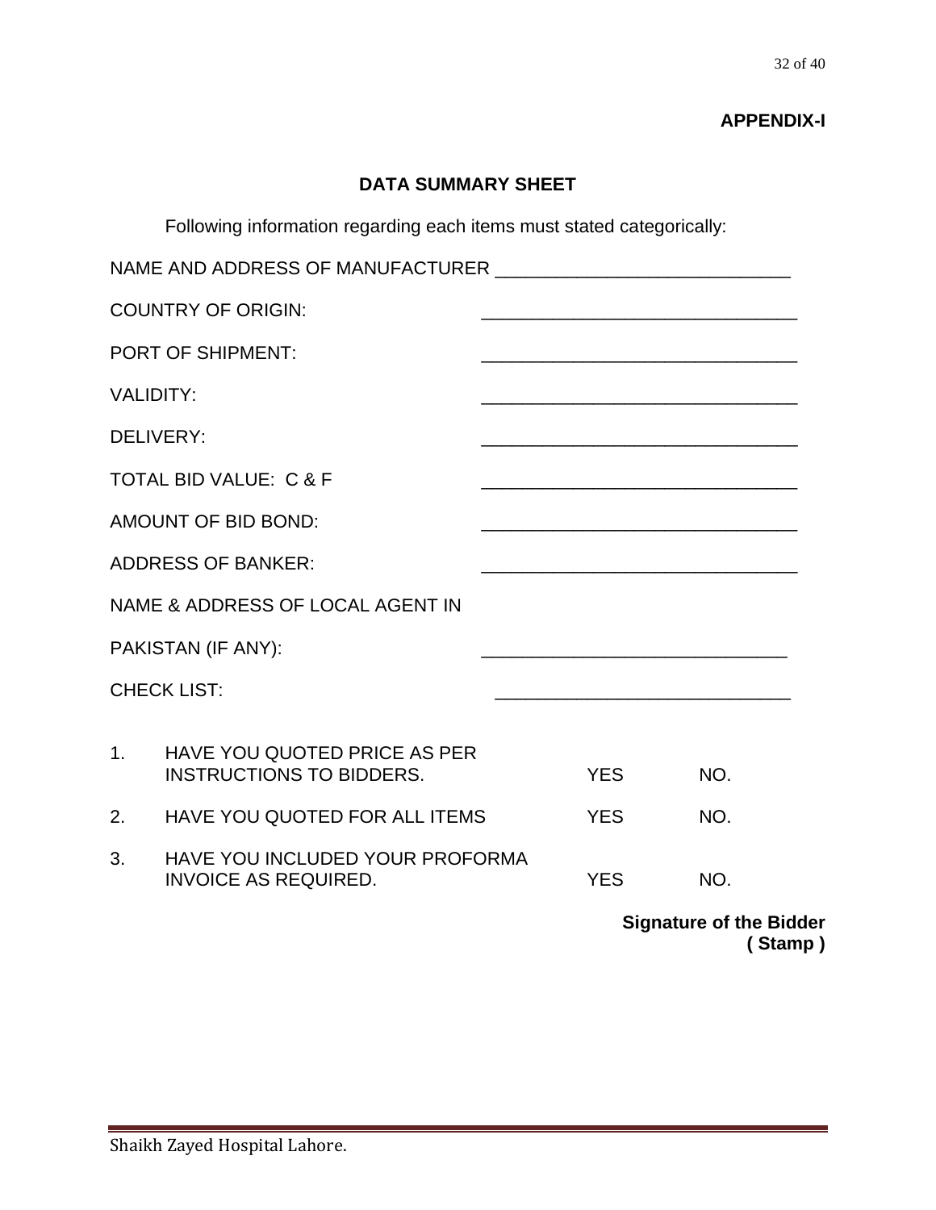**APPENDIX-I**

## DATA SUMMARY SHEET

Following information regarding each items must stated categorically:

NAME AND ADDRESS OF MANUFACTURER _____________________________

COUNTRY OF ORIGIN: _______________________________

PORT OF SHIPMENT: _______________________________

VALIDITY: _______________________________

DELIVERY: _______________________________

TOTAL BID VALUE: C & F _______________________________

AMOUNT OF BID BOND: _______________________________

ADDRESS OF BANKER: _______________________________

NAME & ADDRESS OF LOCAL AGENT IN

PAKISTAN (IF ANY): ______________________________

CHECK LIST: _____________________________

| | | | |
|---|---|---|---|
| 1. | HAVE YOU QUOTED PRICE AS PER INSTRUCTIONS TO BIDDERS. | YES | NO. |
| 2. | HAVE YOU QUOTED FOR ALL ITEMS | YES | NO. |
| 3. | HAVE YOU INCLUDED YOUR PROFORMA INVOICE AS REQUIRED. | YES | NO. |

**Signature of the Bidder**
**( Stamp )**

Shaikh Zayed Hospital Lahore.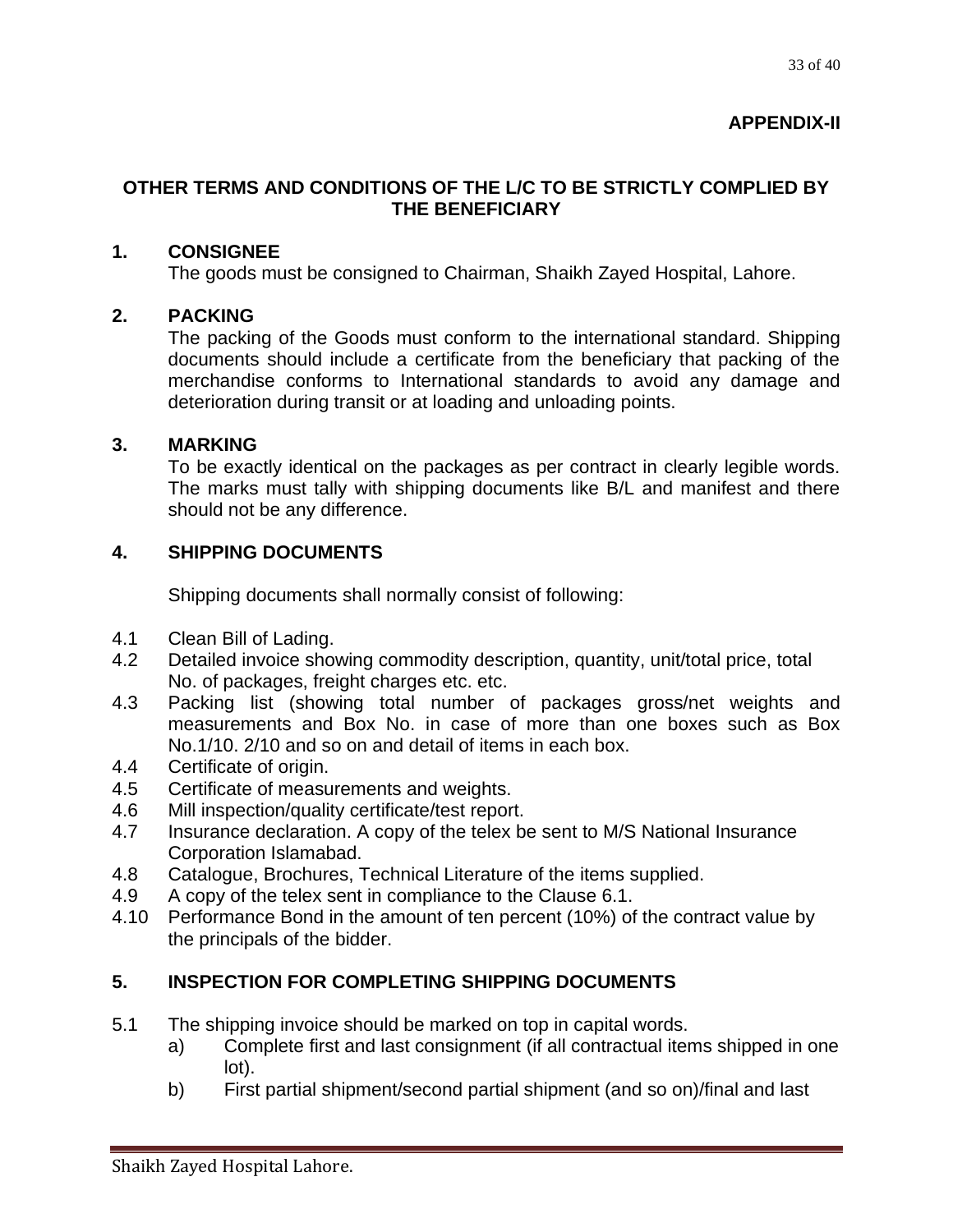**APPENDIX-II**

## OTHER TERMS AND CONDITIONS OF THE L/C TO BE STRICTLY COMPLIED BY THE BENEFICIARY

### 1. CONSIGNEE

The goods must be consigned to Chairman, Shaikh Zayed Hospital, Lahore.

### 2. PACKING

The packing of the Goods must conform to the international standard. Shipping documents should include a certificate from the beneficiary that packing of the merchandise conforms to International standards to avoid any damage and deterioration during transit or at loading and unloading points.

### 3. MARKING

To be exactly identical on the packages as per contract in clearly legible words. The marks must tally with shipping documents like B/L and manifest and there should not be any difference.

### 4. SHIPPING DOCUMENTS

Shipping documents shall normally consist of following:

4.1 Clean Bill of Lading.

4.2 Detailed invoice showing commodity description, quantity, unit/total price, total No. of packages, freight charges etc. etc.

4.3 Packing list (showing total number of packages gross/net weights and measurements and Box No. in case of more than one boxes such as Box No.1/10. 2/10 and so on and detail of items in each box.

4.4 Certificate of origin.

4.5 Certificate of measurements and weights.

4.6 Mill inspection/quality certificate/test report.

4.7 Insurance declaration. A copy of the telex be sent to M/S National Insurance Corporation Islamabad.

4.8 Catalogue, Brochures, Technical Literature of the items supplied.

4.9 A copy of the telex sent in compliance to the Clause 6.1.

4.10 Performance Bond in the amount of ten percent (10%) of the contract value by the principals of the bidder.

### 5. INSPECTION FOR COMPLETING SHIPPING DOCUMENTS

5.1 The shipping invoice should be marked on top in capital words.

a) Complete first and last consignment (if all contractual items shipped in one lot).

b) First partial shipment/second partial shipment (and so on)/final and last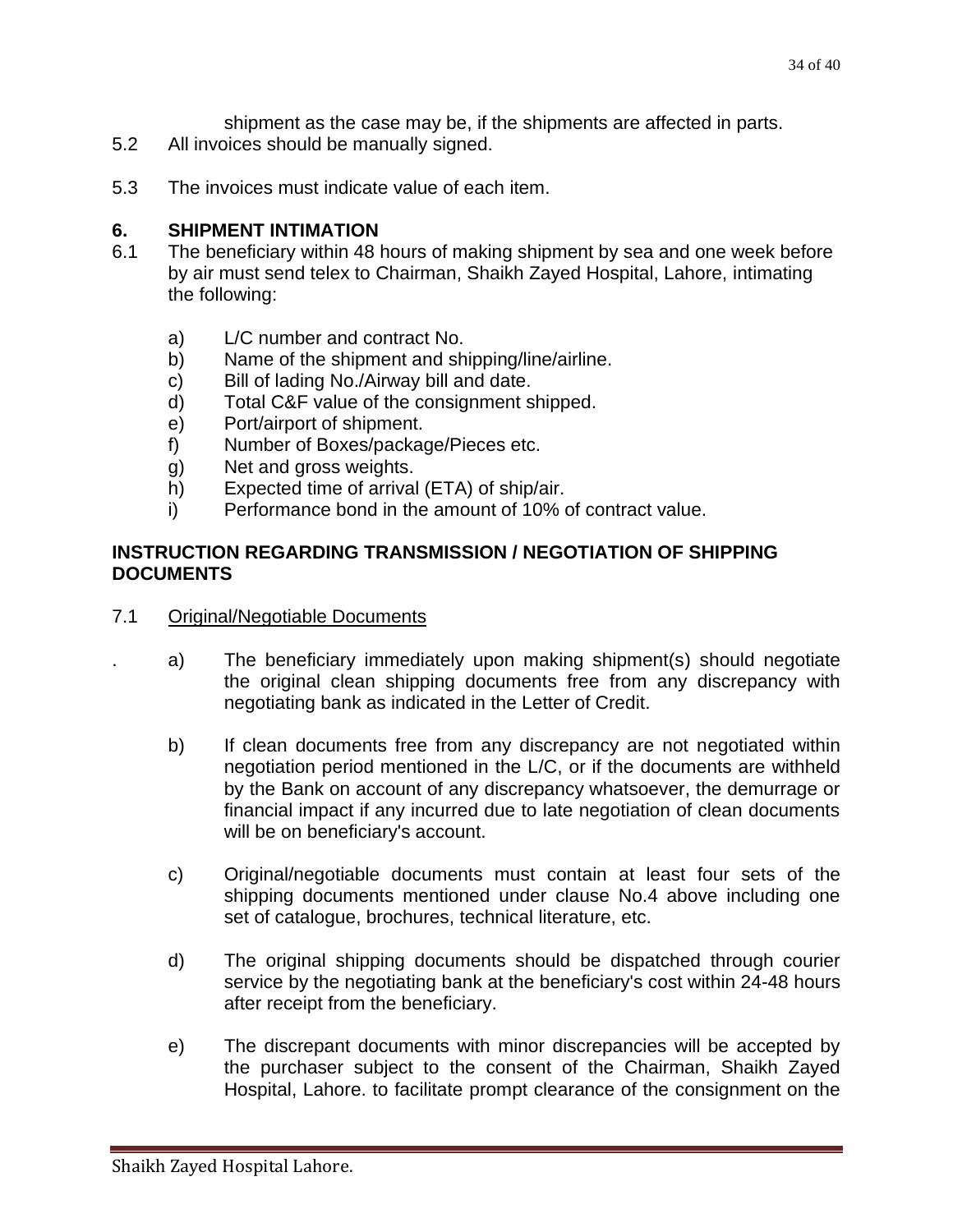shipment as the case may be, if the shipments are affected in parts.

5.2 All invoices should be manually signed.

5.3 The invoices must indicate value of each item.

## 6. SHIPMENT INTIMATION

6.1 The beneficiary within 48 hours of making shipment by sea and one week before by air must send telex to Chairman, Shaikh Zayed Hospital, Lahore, intimating the following:

a) L/C number and contract No.
b) Name of the shipment and shipping/line/airline.
c) Bill of lading No./Airway bill and date.
d) Total C&F value of the consignment shipped.
e) Port/airport of shipment.
f) Number of Boxes/package/Pieces etc.
g) Net and gross weights.
h) Expected time of arrival (ETA) of ship/air.
i) Performance bond in the amount of 10% of contract value.

## INSTRUCTION REGARDING TRANSMISSION / NEGOTIATION OF SHIPPING DOCUMENTS

7.1 <u>Original/Negotiable Documents</u>

. a) The beneficiary immediately upon making shipment(s) should negotiate the original clean shipping documents free from any discrepancy with negotiating bank as indicated in the Letter of Credit.

b) If clean documents free from any discrepancy are not negotiated within negotiation period mentioned in the L/C, or if the documents are withheld by the Bank on account of any discrepancy whatsoever, the demurrage or financial impact if any incurred due to late negotiation of clean documents will be on beneficiary's account.

c) Original/negotiable documents must contain at least four sets of the shipping documents mentioned under clause No.4 above including one set of catalogue, brochures, technical literature, etc.

d) The original shipping documents should be dispatched through courier service by the negotiating bank at the beneficiary's cost within 24-48 hours after receipt from the beneficiary.

e) The discrepant documents with minor discrepancies will be accepted by the purchaser subject to the consent of the Chairman, Shaikh Zayed Hospital, Lahore. to facilitate prompt clearance of the consignment on the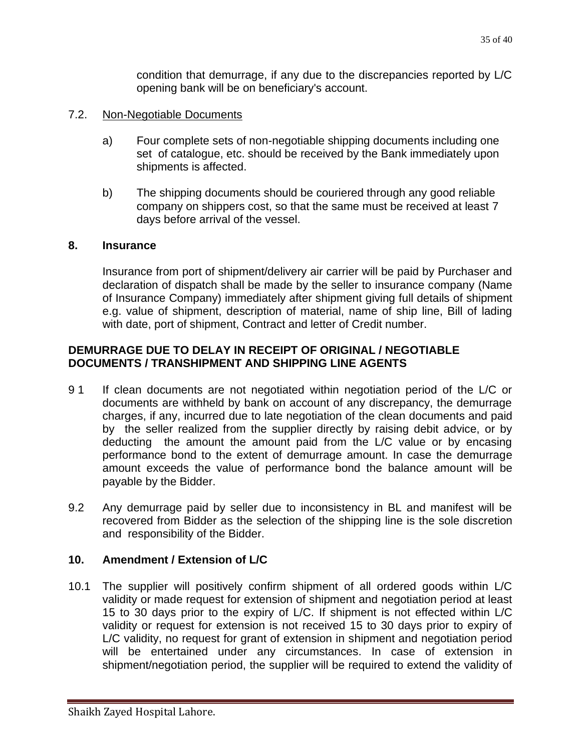condition that demurrage, if any due to the discrepancies reported by L/C opening bank will be on beneficiary's account.

7.2. Non-Negotiable Documents

a) Four complete sets of non-negotiable shipping documents including one set of catalogue, etc. should be received by the Bank immediately upon shipments is affected.

b) The shipping documents should be couriered through any good reliable company on shippers cost, so that the same must be received at least 7 days before arrival of the vessel.

## 8. Insurance

Insurance from port of shipment/delivery air carrier will be paid by Purchaser and declaration of dispatch shall be made by the seller to insurance company (Name of Insurance Company) immediately after shipment giving full details of shipment e.g. value of shipment, description of material, name of ship line, Bill of lading with date, port of shipment, Contract and letter of Credit number.

## DEMURRAGE DUE TO DELAY IN RECEIPT OF ORIGINAL / NEGOTIABLE DOCUMENTS / TRANSHIPMENT AND SHIPPING LINE AGENTS

9 1 If clean documents are not negotiated within negotiation period of the L/C or documents are withheld by bank on account of any discrepancy, the demurrage charges, if any, incurred due to late negotiation of the clean documents and paid by the seller realized from the supplier directly by raising debit advice, or by deducting the amount the amount paid from the L/C value or by encasing performance bond to the extent of demurrage amount. In case the demurrage amount exceeds the value of performance bond the balance amount will be payable by the Bidder.

9.2 Any demurrage paid by seller due to inconsistency in BL and manifest will be recovered from Bidder as the selection of the shipping line is the sole discretion and responsibility of the Bidder.

## 10. Amendment / Extension of L/C

10.1 The supplier will positively confirm shipment of all ordered goods within L/C validity or made request for extension of shipment and negotiation period at least 15 to 30 days prior to the expiry of L/C. If shipment is not effected within L/C validity or request for extension is not received 15 to 30 days prior to expiry of L/C validity, no request for grant of extension in shipment and negotiation period will be entertained under any circumstances. In case of extension in shipment/negotiation period, the supplier will be required to extend the validity of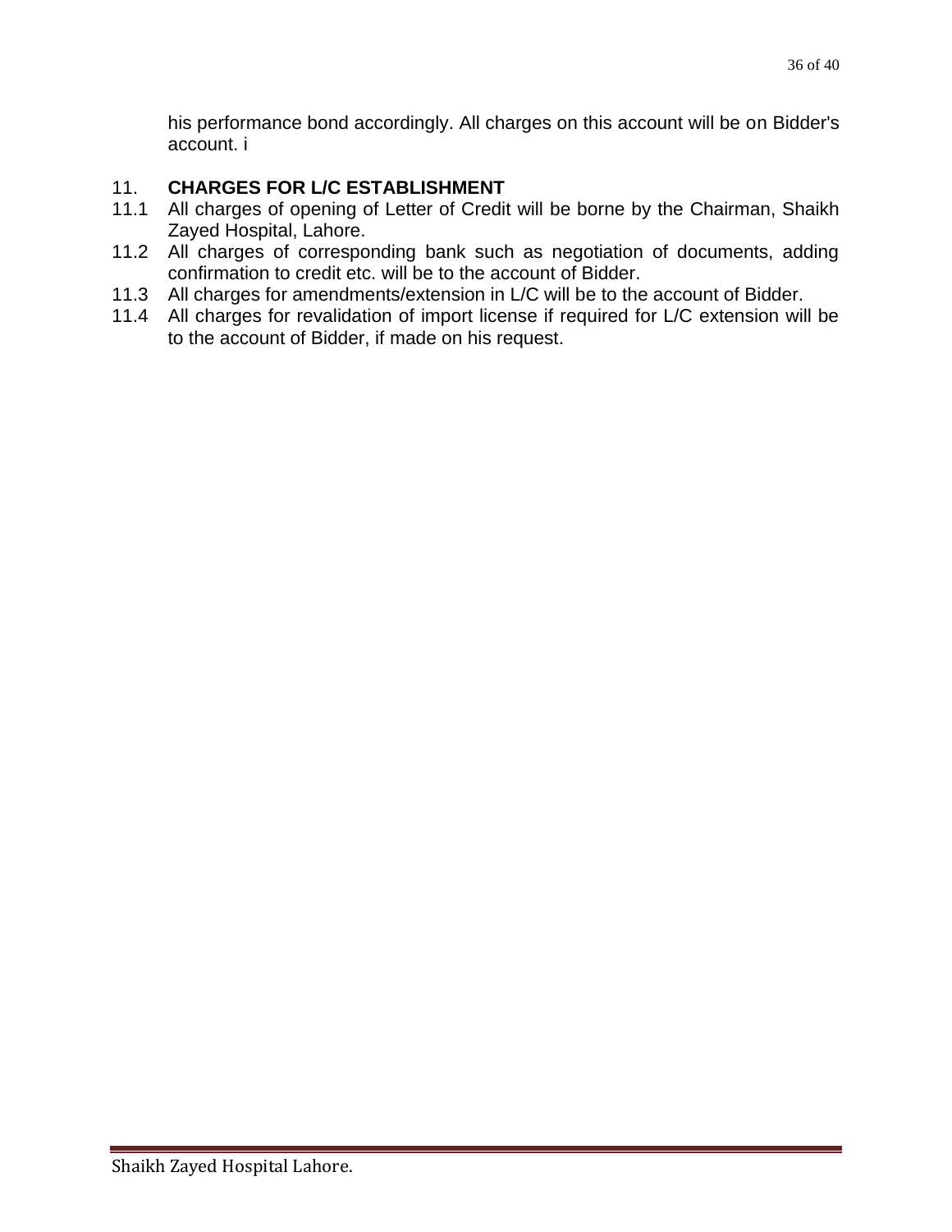his performance bond accordingly. All charges on this account will be on Bidder's account. i

## 11. CHARGES FOR L/C ESTABLISHMENT

11.1 All charges of opening of Letter of Credit will be borne by the Chairman, Shaikh Zayed Hospital, Lahore.

11.2 All charges of corresponding bank such as negotiation of documents, adding confirmation to credit etc. will be to the account of Bidder.

11.3 All charges for amendments/extension in L/C will be to the account of Bidder.

11.4 All charges for revalidation of import license if required for L/C extension will be to the account of Bidder, if made on his request.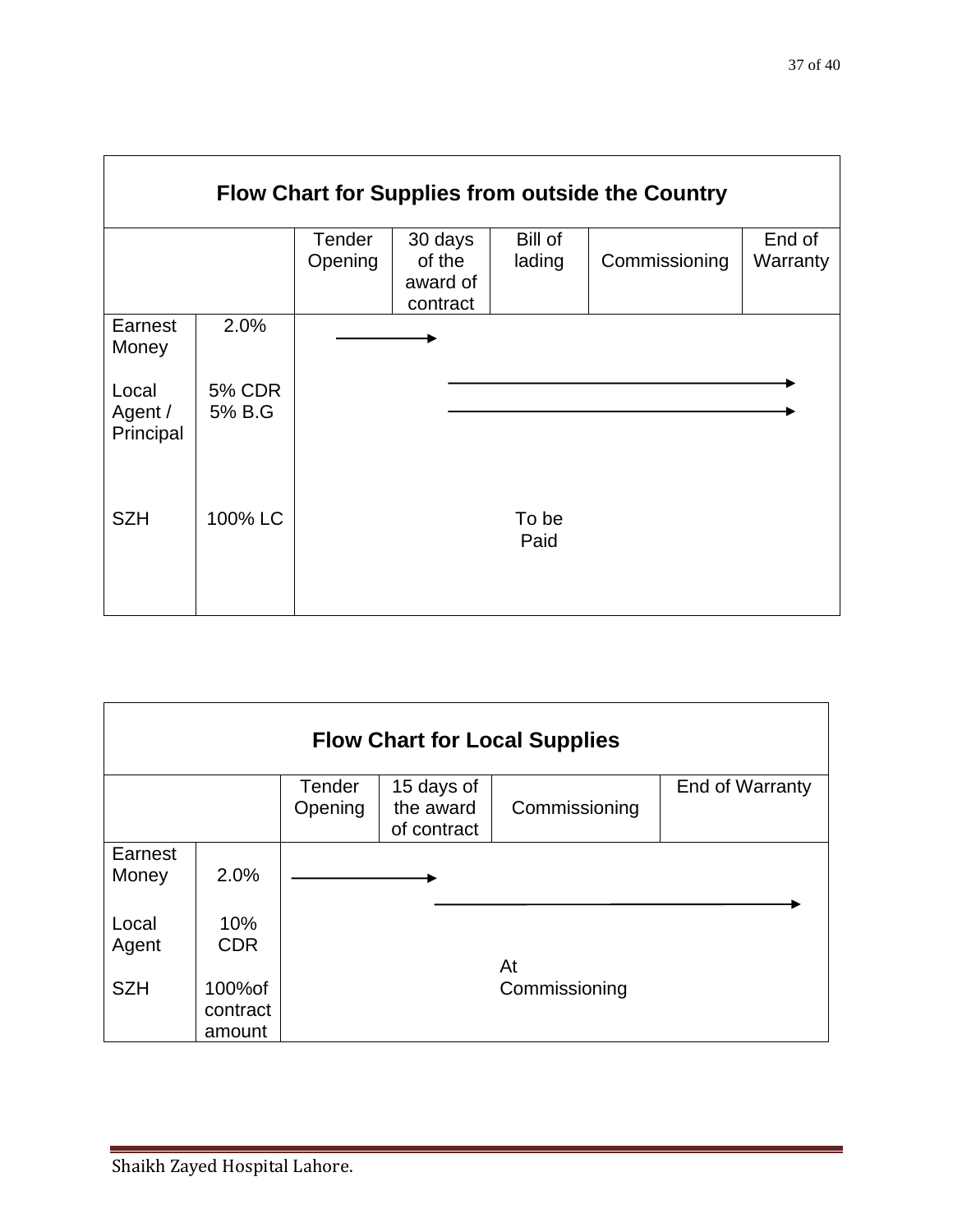## Flow Chart for Supplies from outside the Country

| | | Tender Opening | 30 days of the award of contract | Bill of lading | Commissioning | End of Warranty |
|---|---|---|---|---|---|---|
| Earnest Money | 2.0% | ──────→ | | | | |
| Local Agent / Principal | 5% CDR<br>5% B.G | | ───────── | ───────── | ───────── | ──→ |
| SZH | 100% LC | | | To be Paid | | |

## Flow Chart for Local Supplies

| | | Tender Opening | 15 days of the award of contract | Commissioning | End of Warranty |
|---|---|---|---|---|---|
| Earnest Money | 2.0% | ──────→ | | | |
| Local Agent | 10% CDR | | ───────── | ───────── | ──→ |
| SZH | 100%of contract amount | | | At Commissioning | |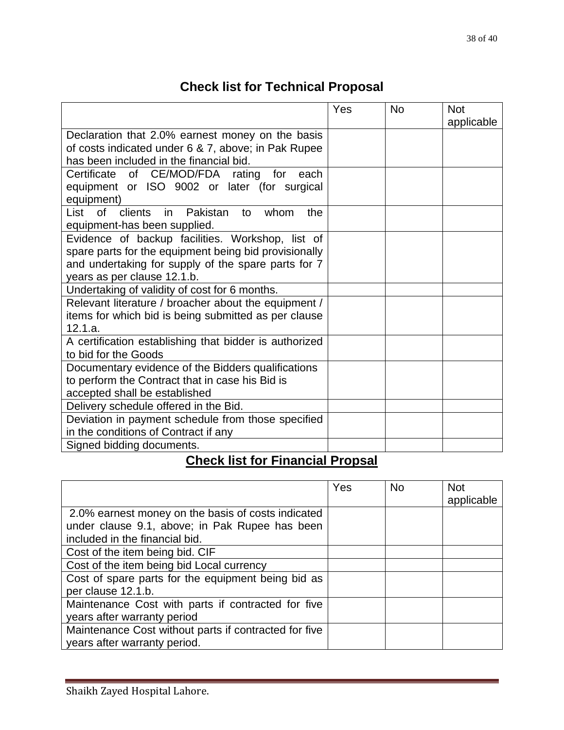## Check list for Technical Proposal

| | Yes | No | Not applicable |
|---|---|---|---|
| Declaration that 2.0% earnest money on the basis of costs indicated under 6 & 7, above; in Pak Rupee has been included in the financial bid. | | | |
| Certificate of CE/MOD/FDA rating for each equipment or ISO 9002 or later (for surgical equipment) | | | |
| List of clients in Pakistan to whom the equipment-has been supplied. | | | |
| Evidence of backup facilities. Workshop, list of spare parts for the equipment being bid provisionally and undertaking for supply of the spare parts for 7 years as per clause 12.1.b. | | | |
| Undertaking of validity of cost for 6 months. | | | |
| Relevant literature / broacher about the equipment / items for which bid is being submitted as per clause 12.1.a. | | | |
| A certification establishing that bidder is authorized to bid for the Goods | | | |
| Documentary evidence of the Bidders qualifications to perform the Contract that in case his Bid is accepted shall be established | | | |
| Delivery schedule offered in the Bid. | | | |
| Deviation in payment schedule from those specified in the conditions of Contract if any | | | |
| Signed bidding documents. | | | |

## Check list for Financial Propsal

| | Yes | No | Not applicable |
|---|---|---|---|
| 2.0% earnest money on the basis of costs indicated under clause 9.1, above; in Pak Rupee has been included in the financial bid. | | | |
| Cost of the item being bid. CIF | | | |
| Cost of the item being bid Local currency | | | |
| Cost of spare parts for the equipment being bid as per clause 12.1.b. | | | |
| Maintenance Cost with parts if contracted for five years after warranty period | | | |
| Maintenance Cost without parts if contracted for five years after warranty period. | | | |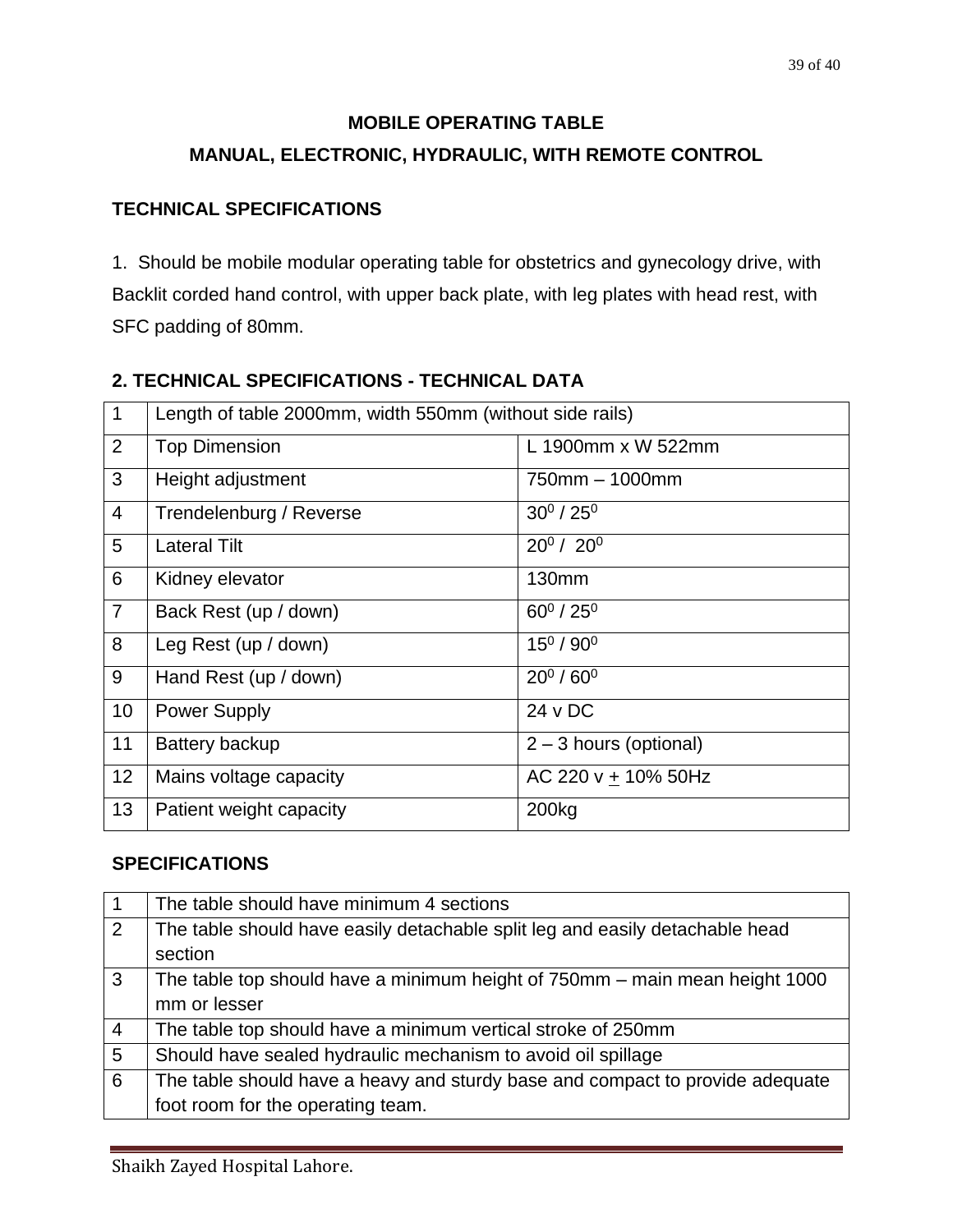## MOBILE OPERATING TABLE

## MANUAL, ELECTRONIC, HYDRAULIC, WITH REMOTE CONTROL

### TECHNICAL SPECIFICATIONS

1. Should be mobile modular operating table for obstetrics and gynecology drive, with Backlit corded hand control, with upper back plate, with leg plates with head rest, with SFC padding of 80mm.

### 2. TECHNICAL SPECIFICATIONS - TECHNICAL DATA

| | | |
|---|---|---|
| 1 | Length of table 2000mm, width 550mm (without side rails) | |
| 2 | Top Dimension | L 1900mm x W 522mm |
| 3 | Height adjustment | 750mm – 1000mm |
| 4 | Trendelenburg / Reverse | $30^0$ / $25^0$ |
| 5 | Lateral Tilt | $20^0$ / $20^0$ |
| 6 | Kidney elevator | 130mm |
| 7 | Back Rest (up / down) | $60^0$ / $25^0$ |
| 8 | Leg Rest (up / down) | $15^0$ / $90^0$ |
| 9 | Hand Rest (up / down) | $20^0$ / $60^0$ |
| 10 | Power Supply | 24 v DC |
| 11 | Battery backup | 2 – 3 hours (optional) |
| 12 | Mains voltage capacity | AC 220 v $\pm$ 10% 50Hz |
| 13 | Patient weight capacity | 200kg |

### SPECIFICATIONS

| | |
|---|---|
| 1 | The table should have minimum 4 sections |
| 2 | The table should have easily detachable split leg and easily detachable head section |
| 3 | The table top should have a minimum height of 750mm – main mean height 1000 mm or lesser |
| 4 | The table top should have a minimum vertical stroke of 250mm |
| 5 | Should have sealed hydraulic mechanism to avoid oil spillage |
| 6 | The table should have a heavy and sturdy base and compact to provide adequate foot room for the operating team. |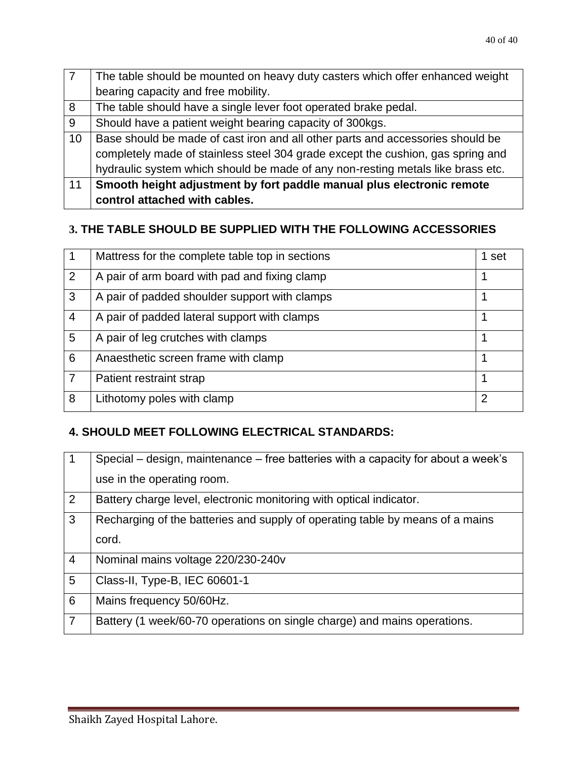| | |
|---|---|
| 7 | The table should be mounted on heavy duty casters which offer enhanced weight bearing capacity and free mobility. |
| 8 | The table should have a single lever foot operated brake pedal. |
| 9 | Should have a patient weight bearing capacity of 300kgs. |
| 10 | Base should be made of cast iron and all other parts and accessories should be completely made of stainless steel 304 grade except the cushion, gas spring and hydraulic system which should be made of any non-resting metals like brass etc. |
| 11 | **Smooth height adjustment by fort paddle manual plus electronic remote control attached with cables.** |

### 3. THE TABLE SHOULD BE SUPPLIED WITH THE FOLLOWING ACCESSORIES

| | | |
|---|---|---|
| 1 | Mattress for the complete table top in sections | 1 set |
| 2 | A pair of arm board with pad and fixing clamp | 1 |
| 3 | A pair of padded shoulder support with clamps | 1 |
| 4 | A pair of padded lateral support with clamps | 1 |
| 5 | A pair of leg crutches with clamps | 1 |
| 6 | Anaesthetic screen frame with clamp | 1 |
| 7 | Patient restraint strap | 1 |
| 8 | Lithotomy poles with clamp | 2 |

### 4. SHOULD MEET FOLLOWING ELECTRICAL STANDARDS:

| | |
|---|---|
| 1 | Special – design, maintenance – free batteries with a capacity for about a week's use in the operating room. |
| 2 | Battery charge level, electronic monitoring with optical indicator. |
| 3 | Recharging of the batteries and supply of operating table by means of a mains cord. |
| 4 | Nominal mains voltage 220/230-240v |
| 5 | Class-II, Type-B, IEC 60601-1 |
| 6 | Mains frequency 50/60Hz. |
| 7 | Battery (1 week/60-70 operations on single charge) and mains operations. |